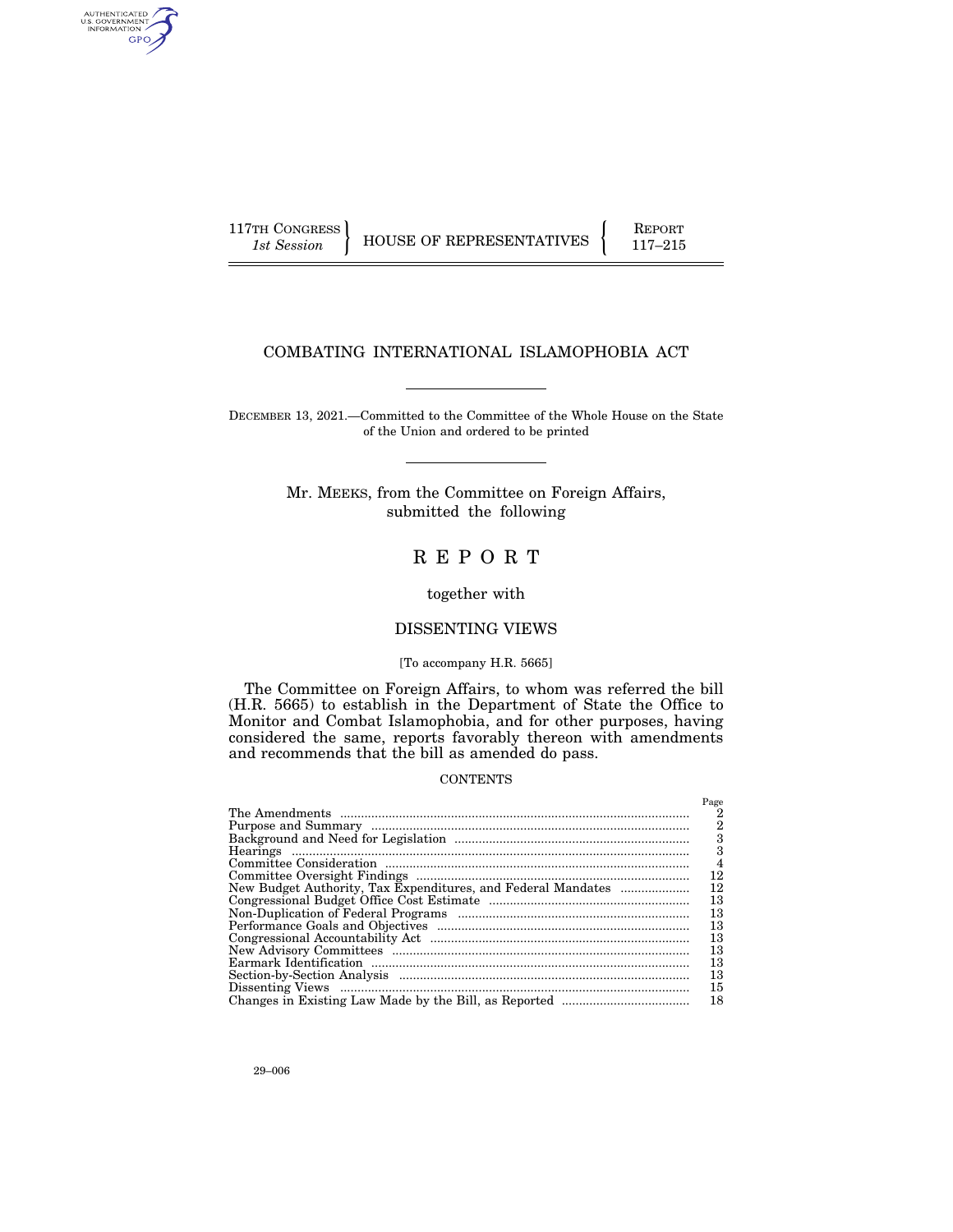117TH CONGRESS
*1st Session*

HOUSE OF REPRESENTATIVES

REPORT
117–215

# COMBATING INTERNATIONAL ISLAMOPHOBIA ACT

DECEMBER 13, 2021.—Committed to the Committee of the Whole House on the State of the Union and ordered to be printed

Mr. MEEKS, from the Committee on Foreign Affairs, submitted the following

# REPORT

together with

## DISSENTING VIEWS

[To accompany H.R. 5665]

The Committee on Foreign Affairs, to whom was referred the bill (H.R. 5665) to establish in the Department of State the Office to Monitor and Combat Islamophobia, and for other purposes, having considered the same, reports favorably thereon with amendments and recommends that the bill as amended do pass.

CONTENTS

| | Page |
|---|---|
| The Amendments | 2 |
| Purpose and Summary | 2 |
| Background and Need for Legislation | 3 |
| Hearings | 3 |
| Committee Consideration | 4 |
| Committee Oversight Findings | 12 |
| New Budget Authority, Tax Expenditures, and Federal Mandates | 12 |
| Congressional Budget Office Cost Estimate | 13 |
| Non-Duplication of Federal Programs | 13 |
| Performance Goals and Objectives | 13 |
| Congressional Accountability Act | 13 |
| New Advisory Committees | 13 |
| Earmark Identification | 13 |
| Section-by-Section Analysis | 13 |
| Dissenting Views | 15 |
| Changes in Existing Law Made by the Bill, as Reported | 18 |

29–006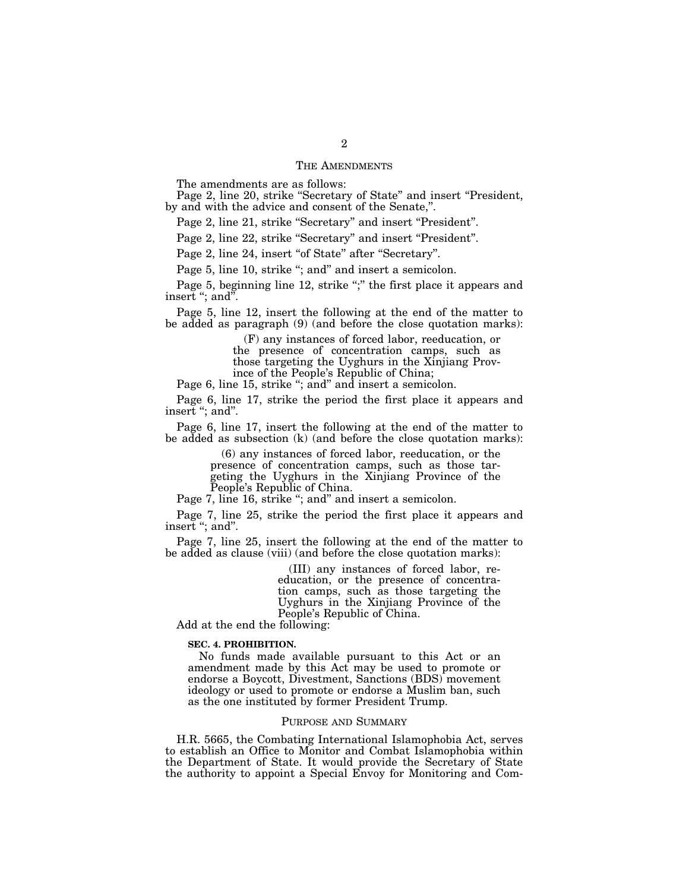## THE AMENDMENTS

The amendments are as follows:

Page 2, line 20, strike "Secretary of State" and insert "President, by and with the advice and consent of the Senate,".

Page 2, line 21, strike "Secretary" and insert "President".

Page 2, line 22, strike "Secretary" and insert "President".

Page 2, line 24, insert "of State" after "Secretary".

Page 5, line 10, strike "; and" and insert a semicolon.

Page 5, beginning line 12, strike ";" the first place it appears and insert "; and".

Page 5, line 12, insert the following at the end of the matter to be added as paragraph (9) (and before the close quotation marks):

> (F) any instances of forced labor, reeducation, or the presence of concentration camps, such as those targeting the Uyghurs in the Xinjiang Province of the People's Republic of China;

Page 6, line 15, strike "; and" and insert a semicolon.

Page 6, line 17, strike the period the first place it appears and insert "; and".

Page 6, line 17, insert the following at the end of the matter to be added as subsection (k) (and before the close quotation marks):

> (6) any instances of forced labor, reeducation, or the presence of concentration camps, such as those targeting the Uyghurs in the Xinjiang Province of the People's Republic of China.

Page 7, line 16, strike "; and" and insert a semicolon.

Page 7, line 25, strike the period the first place it appears and insert "; and".

Page 7, line 25, insert the following at the end of the matter to be added as clause (viii) (and before the close quotation marks):

> (III) any instances of forced labor, reeducation, or the presence of concentration camps, such as those targeting the Uyghurs in the Xinjiang Province of the People's Republic of China.

Add at the end the following:

> **SEC. 4. PROHIBITION.**
>
> No funds made available pursuant to this Act or an amendment made by this Act may be used to promote or endorse a Boycott, Divestment, Sanctions (BDS) movement ideology or used to promote or endorse a Muslim ban, such as the one instituted by former President Trump.

## PURPOSE AND SUMMARY

H.R. 5665, the Combating International Islamophobia Act, serves to establish an Office to Monitor and Combat Islamophobia within the Department of State. It would provide the Secretary of State the authority to appoint a Special Envoy for Monitoring and Com-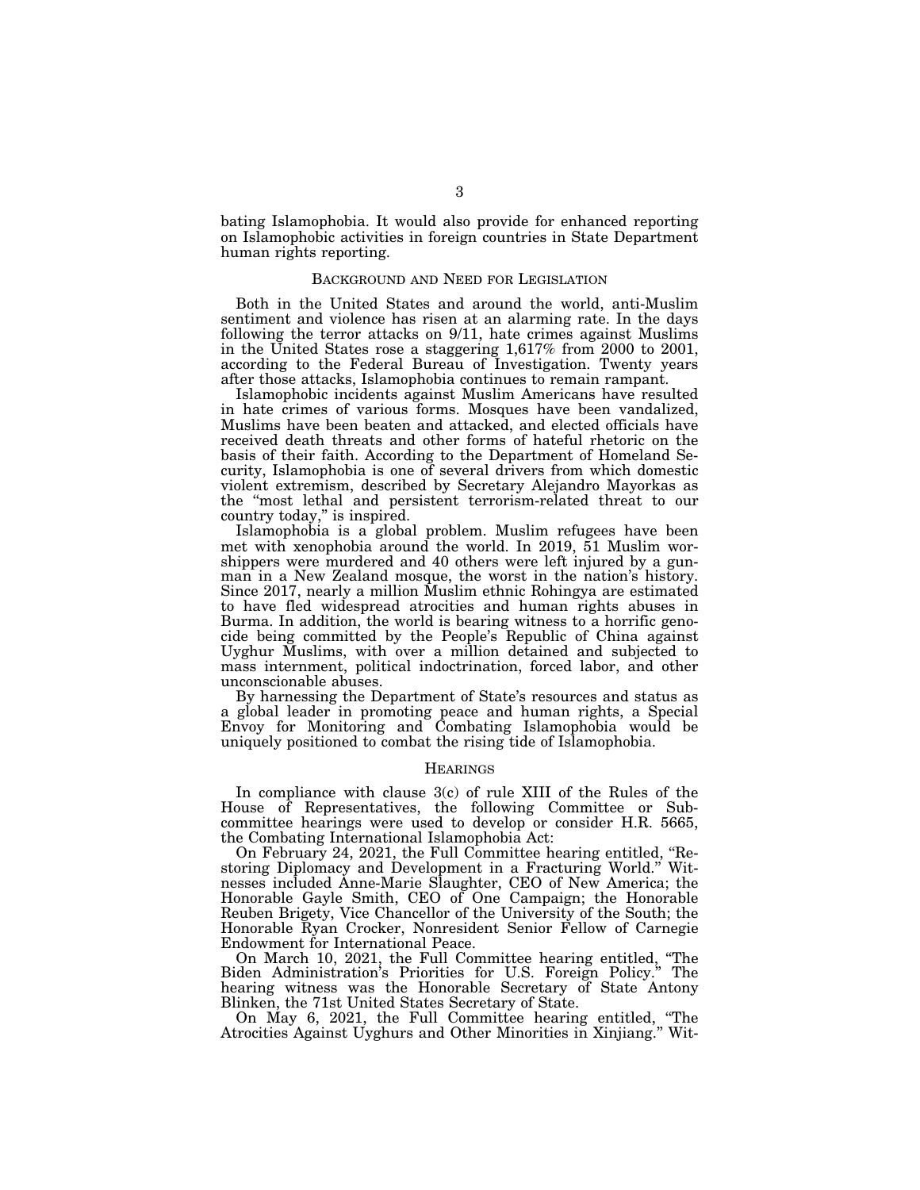bating Islamophobia. It would also provide for enhanced reporting on Islamophobic activities in foreign countries in State Department human rights reporting.

## Background and Need for Legislation

Both in the United States and around the world, anti-Muslim sentiment and violence has risen at an alarming rate. In the days following the terror attacks on 9/11, hate crimes against Muslims in the United States rose a staggering 1,617% from 2000 to 2001, according to the Federal Bureau of Investigation. Twenty years after those attacks, Islamophobia continues to remain rampant.

Islamophobic incidents against Muslim Americans have resulted in hate crimes of various forms. Mosques have been vandalized, Muslims have been beaten and attacked, and elected officials have received death threats and other forms of hateful rhetoric on the basis of their faith. According to the Department of Homeland Security, Islamophobia is one of several drivers from which domestic violent extremism, described by Secretary Alejandro Mayorkas as the "most lethal and persistent terrorism-related threat to our country today," is inspired.

Islamophobia is a global problem. Muslim refugees have been met with xenophobia around the world. In 2019, 51 Muslim worshippers were murdered and 40 others were left injured by a gunman in a New Zealand mosque, the worst in the nation's history. Since 2017, nearly a million Muslim ethnic Rohingya are estimated to have fled widespread atrocities and human rights abuses in Burma. In addition, the world is bearing witness to a horrific genocide being committed by the People's Republic of China against Uyghur Muslims, with over a million detained and subjected to mass internment, political indoctrination, forced labor, and other unconscionable abuses.

By harnessing the Department of State's resources and status as a global leader in promoting peace and human rights, a Special Envoy for Monitoring and Combating Islamophobia would be uniquely positioned to combat the rising tide of Islamophobia.

## Hearings

In compliance with clause 3(c) of rule XIII of the Rules of the House of Representatives, the following Committee or Subcommittee hearings were used to develop or consider H.R. 5665, the Combating International Islamophobia Act:

On February 24, 2021, the Full Committee hearing entitled, "Restoring Diplomacy and Development in a Fracturing World." Witnesses included Anne-Marie Slaughter, CEO of New America; the Honorable Gayle Smith, CEO of One Campaign; the Honorable Reuben Brigety, Vice Chancellor of the University of the South; the Honorable Ryan Crocker, Nonresident Senior Fellow of Carnegie Endowment for International Peace.

On March 10, 2021, the Full Committee hearing entitled, "The Biden Administration's Priorities for U.S. Foreign Policy." The hearing witness was the Honorable Secretary of State Antony Blinken, the 71st United States Secretary of State.

On May 6, 2021, the Full Committee hearing entitled, "The Atrocities Against Uyghurs and Other Minorities in Xinjiang." Wit-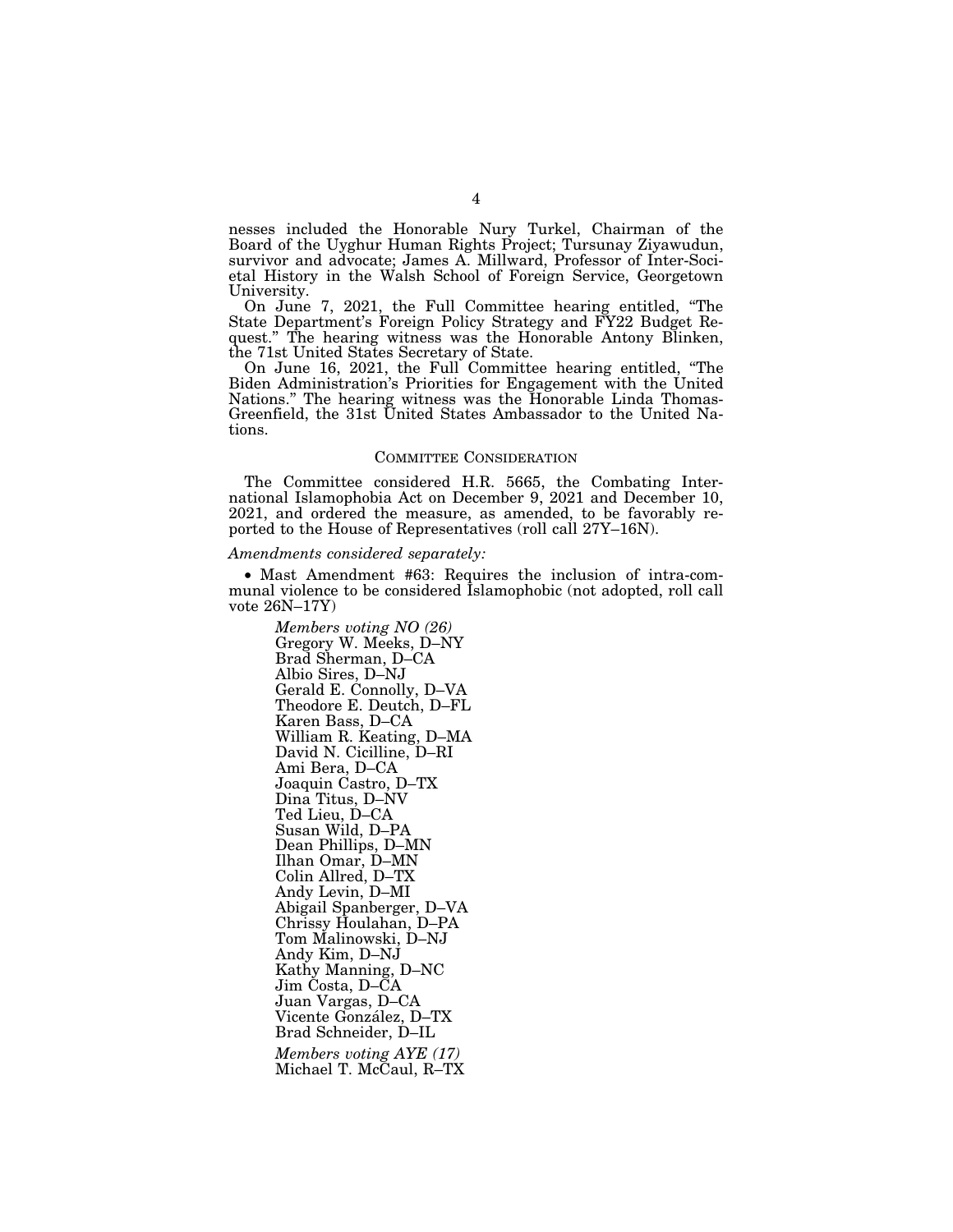nesses included the Honorable Nury Turkel, Chairman of the Board of the Uyghur Human Rights Project; Tursunay Ziyawudun, survivor and advocate; James A. Millward, Professor of Inter-Societal History in the Walsh School of Foreign Service, Georgetown University.

On June 7, 2021, the Full Committee hearing entitled, "The State Department's Foreign Policy Strategy and FY22 Budget Request." The hearing witness was the Honorable Antony Blinken, the 71st United States Secretary of State.

On June 16, 2021, the Full Committee hearing entitled, "The Biden Administration's Priorities for Engagement with the United Nations." The hearing witness was the Honorable Linda Thomas-Greenfield, the 31st United States Ambassador to the United Nations.

## COMMITTEE CONSIDERATION

The Committee considered H.R. 5665, the Combating International Islamophobia Act on December 9, 2021 and December 10, 2021, and ordered the measure, as amended, to be favorably reported to the House of Representatives (roll call 27Y–16N).

*Amendments considered separately:*

- Mast Amendment #63: Requires the inclusion of intra-communal violence to be considered Islamophobic (not adopted, roll call vote 26N–17Y)

*Members voting NO (26)*
Gregory W. Meeks, D–NY
Brad Sherman, D–CA
Albio Sires, D–NJ
Gerald E. Connolly, D–VA
Theodore E. Deutch, D–FL
Karen Bass, D–CA
William R. Keating, D–MA
David N. Cicilline, D–RI
Ami Bera, D–CA
Joaquin Castro, D–TX
Dina Titus, D–NV
Ted Lieu, D–CA
Susan Wild, D–PA
Dean Phillips, D–MN
Ilhan Omar, D–MN
Colin Allred, D–TX
Andy Levin, D–MI
Abigail Spanberger, D–VA
Chrissy Houlahan, D–PA
Tom Malinowski, D–NJ
Andy Kim, D–NJ
Kathy Manning, D–NC
Jim Costa, D–CA
Juan Vargas, D–CA
Vicente González, D–TX
Brad Schneider, D–IL

*Members voting AYE (17)*
Michael T. McCaul, R–TX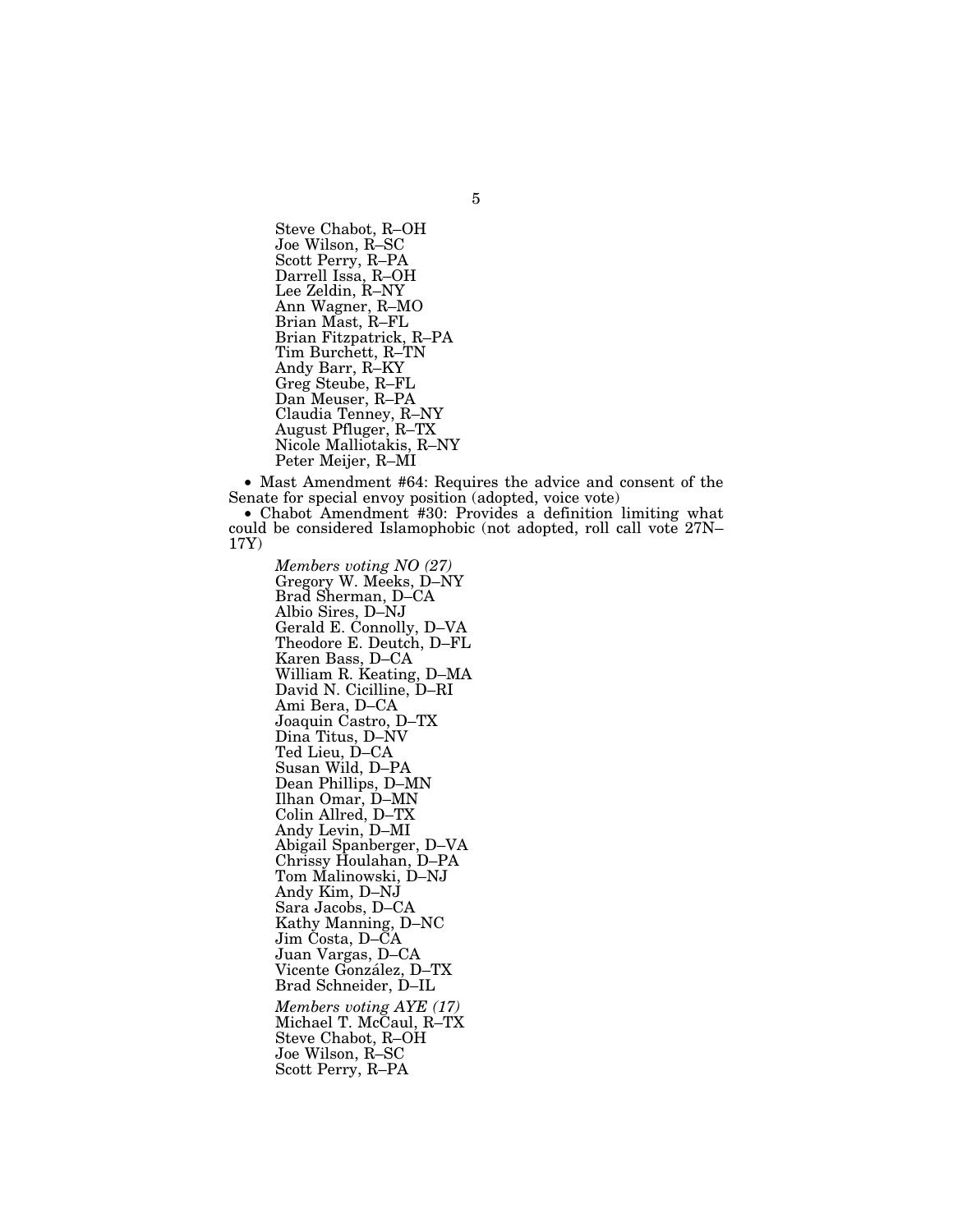Steve Chabot, R–OH
Joe Wilson, R–SC
Scott Perry, R–PA
Darrell Issa, R–OH
Lee Zeldin, R–NY
Ann Wagner, R–MO
Brian Mast, R–FL
Brian Fitzpatrick, R–PA
Tim Burchett, R–TN
Andy Barr, R–KY
Greg Steube, R–FL
Dan Meuser, R–PA
Claudia Tenney, R–NY
August Pfluger, R–TX
Nicole Malliotakis, R–NY
Peter Meijer, R–MI

- Mast Amendment #64: Requires the advice and consent of the Senate for special envoy position (adopted, voice vote)
- Chabot Amendment #30: Provides a definition limiting what could be considered Islamophobic (not adopted, roll call vote 27N–17Y)

*Members voting NO (27)*
Gregory W. Meeks, D–NY
Brad Sherman, D–CA
Albio Sires, D–NJ
Gerald E. Connolly, D–VA
Theodore E. Deutch, D–FL
Karen Bass, D–CA
William R. Keating, D–MA
David N. Cicilline, D–RI
Ami Bera, D–CA
Joaquin Castro, D–TX
Dina Titus, D–NV
Ted Lieu, D–CA
Susan Wild, D–PA
Dean Phillips, D–MN
Ilhan Omar, D–MN
Colin Allred, D–TX
Andy Levin, D–MI
Abigail Spanberger, D–VA
Chrissy Houlahan, D–PA
Tom Malinowski, D–NJ
Andy Kim, D–NJ
Sara Jacobs, D–CA
Kathy Manning, D–NC
Jim Costa, D–CA
Juan Vargas, D–CA
Vicente González, D–TX
Brad Schneider, D–IL

*Members voting AYE (17)*
Michael T. McCaul, R–TX
Steve Chabot, R–OH
Joe Wilson, R–SC
Scott Perry, R–PA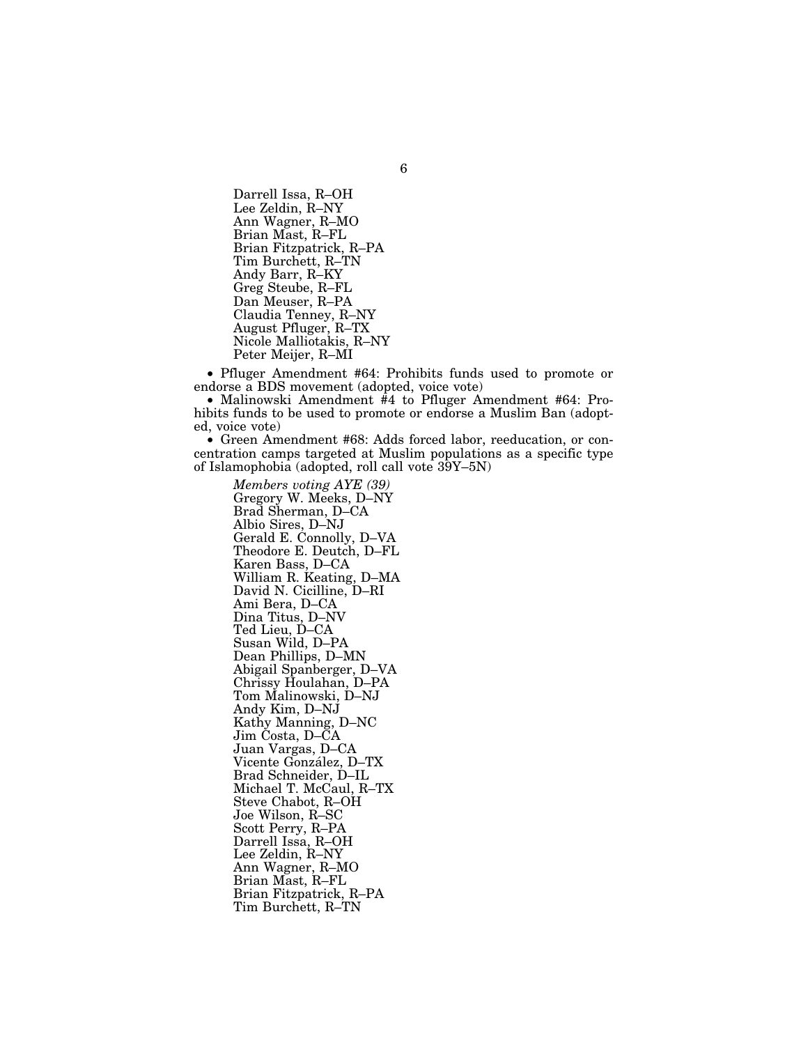Darrell Issa, R–OH
Lee Zeldin, R–NY
Ann Wagner, R–MO
Brian Mast, R–FL
Brian Fitzpatrick, R–PA
Tim Burchett, R–TN
Andy Barr, R–KY
Greg Steube, R–FL
Dan Meuser, R–PA
Claudia Tenney, R–NY
August Pfluger, R–TX
Nicole Malliotakis, R–NY
Peter Meijer, R–MI

- Pfluger Amendment #64: Prohibits funds used to promote or endorse a BDS movement (adopted, voice vote)
- Malinowski Amendment #4 to Pfluger Amendment #64: Prohibits funds to be used to promote or endorse a Muslim Ban (adopted, voice vote)
- Green Amendment #68: Adds forced labor, reeducation, or concentration camps targeted at Muslim populations as a specific type of Islamophobia (adopted, roll call vote 39Y–5N)

*Members voting AYE (39)*
Gregory W. Meeks, D–NY
Brad Sherman, D–CA
Albio Sires, D–NJ
Gerald E. Connolly, D–VA
Theodore E. Deutch, D–FL
Karen Bass, D–CA
William R. Keating, D–MA
David N. Cicilline, D–RI
Ami Bera, D–CA
Dina Titus, D–NV
Ted Lieu, D–CA
Susan Wild, D–PA
Dean Phillips, D–MN
Abigail Spanberger, D–VA
Chrissy Houlahan, D–PA
Tom Malinowski, D–NJ
Andy Kim, D–NJ
Kathy Manning, D–NC
Jim Costa, D–CA
Juan Vargas, D–CA
Vicente González, D–TX
Brad Schneider, D–IL
Michael T. McCaul, R–TX
Steve Chabot, R–OH
Joe Wilson, R–SC
Scott Perry, R–PA
Darrell Issa, R–OH
Lee Zeldin, R–NY
Ann Wagner, R–MO
Brian Mast, R–FL
Brian Fitzpatrick, R–PA
Tim Burchett, R–TN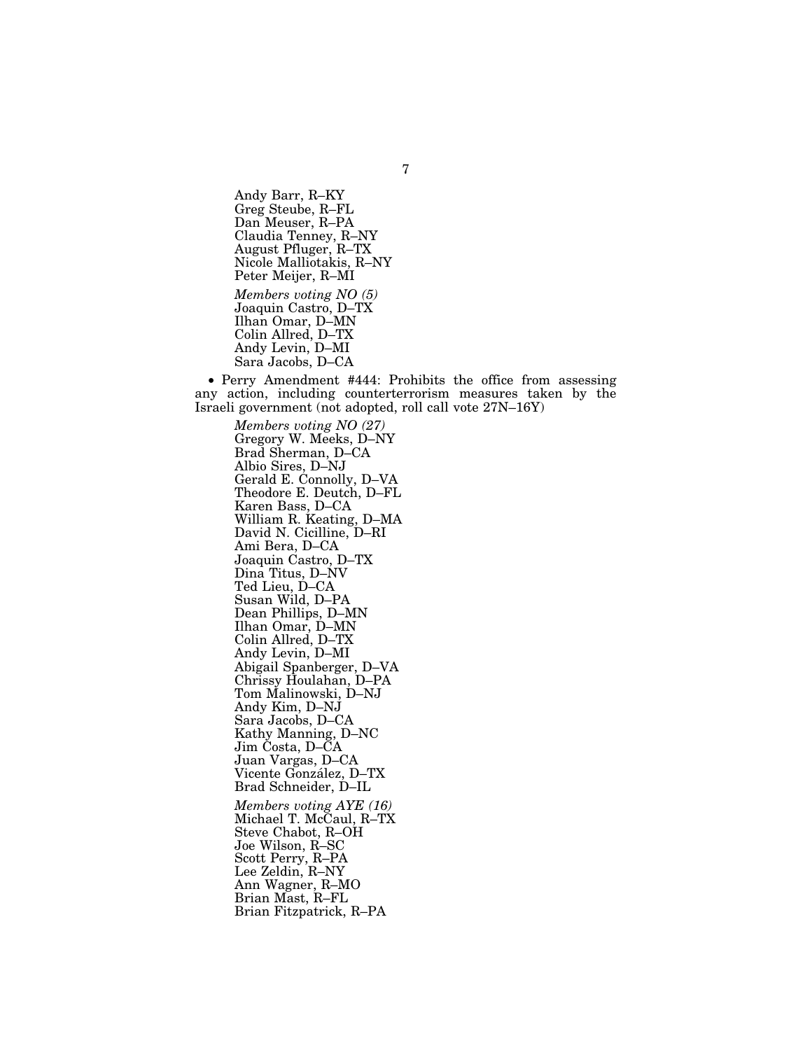Andy Barr, R–KY
Greg Steube, R–FL
Dan Meuser, R–PA
Claudia Tenney, R–NY
August Pfluger, R–TX
Nicole Malliotakis, R–NY
Peter Meijer, R–MI

*Members voting NO (5)*
Joaquin Castro, D–TX
Ilhan Omar, D–MN
Colin Allred, D–TX
Andy Levin, D–MI
Sara Jacobs, D–CA

- Perry Amendment #444: Prohibits the office from assessing any action, including counterterrorism measures taken by the Israeli government (not adopted, roll call vote 27N–16Y)

*Members voting NO (27)*
Gregory W. Meeks, D–NY
Brad Sherman, D–CA
Albio Sires, D–NJ
Gerald E. Connolly, D–VA
Theodore E. Deutch, D–FL
Karen Bass, D–CA
William R. Keating, D–MA
David N. Cicilline, D–RI
Ami Bera, D–CA
Joaquin Castro, D–TX
Dina Titus, D–NV
Ted Lieu, D–CA
Susan Wild, D–PA
Dean Phillips, D–MN
Ilhan Omar, D–MN
Colin Allred, D–TX
Andy Levin, D–MI
Abigail Spanberger, D–VA
Chrissy Houlahan, D–PA
Tom Malinowski, D–NJ
Andy Kim, D–NJ
Sara Jacobs, D–CA
Kathy Manning, D–NC
Jim Costa, D–CA
Juan Vargas, D–CA
Vicente González, D–TX
Brad Schneider, D–IL

*Members voting AYE (16)*
Michael T. McCaul, R–TX
Steve Chabot, R–OH
Joe Wilson, R–SC
Scott Perry, R–PA
Lee Zeldin, R–NY
Ann Wagner, R–MO
Brian Mast, R–FL
Brian Fitzpatrick, R–PA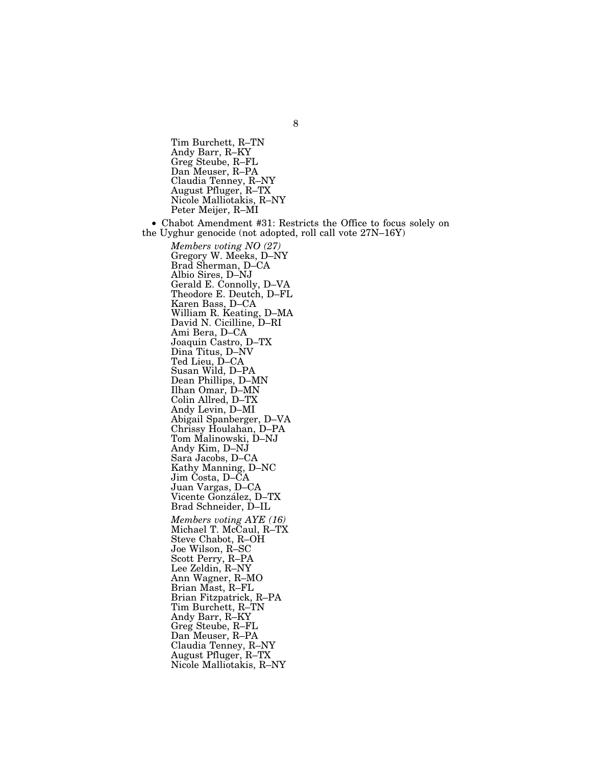Tim Burchett, R–TN
Andy Barr, R–KY
Greg Steube, R–FL
Dan Meuser, R–PA
Claudia Tenney, R–NY
August Pfluger, R–TX
Nicole Malliotakis, R–NY
Peter Meijer, R–MI

- Chabot Amendment #31: Restricts the Office to focus solely on the Uyghur genocide (not adopted, roll call vote 27N–16Y)

*Members voting NO (27)*
Gregory W. Meeks, D–NY
Brad Sherman, D–CA
Albio Sires, D–NJ
Gerald E. Connolly, D–VA
Theodore E. Deutch, D–FL
Karen Bass, D–CA
William R. Keating, D–MA
David N. Cicilline, D–RI
Ami Bera, D–CA
Joaquin Castro, D–TX
Dina Titus, D–NV
Ted Lieu, D–CA
Susan Wild, D–PA
Dean Phillips, D–MN
Ilhan Omar, D–MN
Colin Allred, D–TX
Andy Levin, D–MI
Abigail Spanberger, D–VA
Chrissy Houlahan, D–PA
Tom Malinowski, D–NJ
Andy Kim, D–NJ
Sara Jacobs, D–CA
Kathy Manning, D–NC
Jim Costa, D–CA
Juan Vargas, D–CA
Vicente González, D–TX
Brad Schneider, D–IL

*Members voting AYE (16)*
Michael T. McCaul, R–TX
Steve Chabot, R–OH
Joe Wilson, R–SC
Scott Perry, R–PA
Lee Zeldin, R–NY
Ann Wagner, R–MO
Brian Mast, R–FL
Brian Fitzpatrick, R–PA
Tim Burchett, R–TN
Andy Barr, R–KY
Greg Steube, R–FL
Dan Meuser, R–PA
Claudia Tenney, R–NY
August Pfluger, R–TX
Nicole Malliotakis, R–NY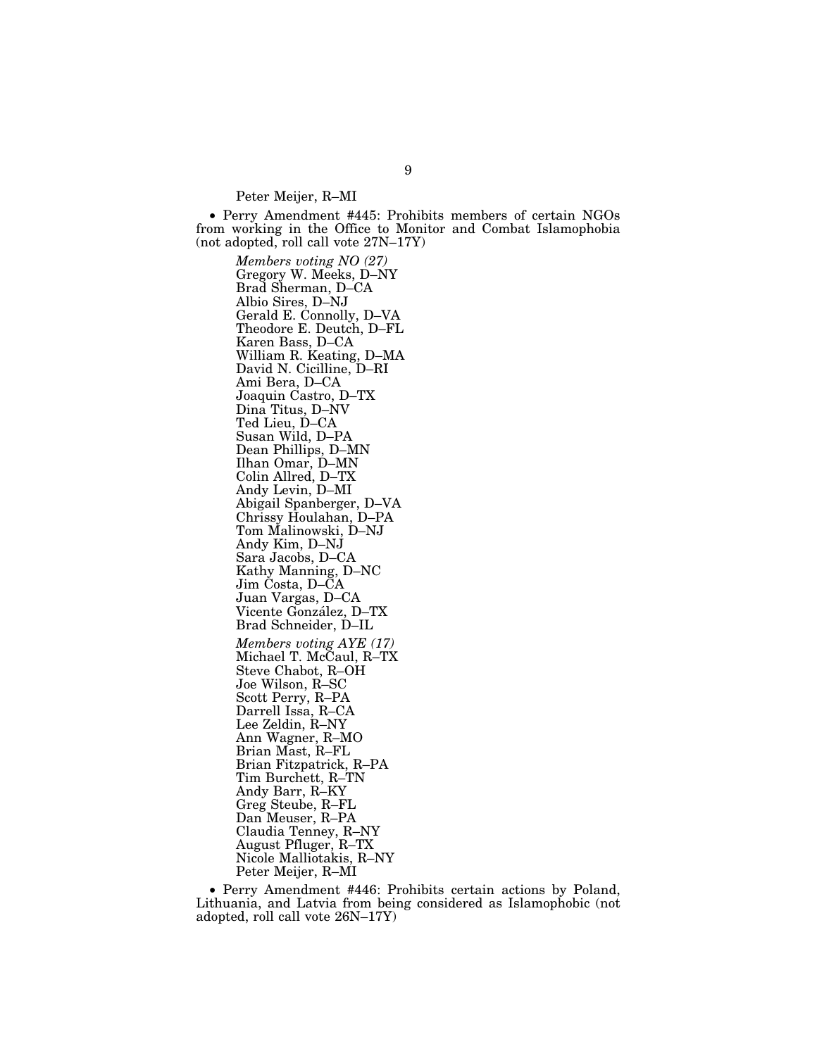Peter Meijer, R–MI

- Perry Amendment #445: Prohibits members of certain NGOs from working in the Office to Monitor and Combat Islamophobia (not adopted, roll call vote 27N–17Y)

*Members voting NO (27)*
Gregory W. Meeks, D–NY
Brad Sherman, D–CA
Albio Sires, D–NJ
Gerald E. Connolly, D–VA
Theodore E. Deutch, D–FL
Karen Bass, D–CA
William R. Keating, D–MA
David N. Cicilline, D–RI
Ami Bera, D–CA
Joaquin Castro, D–TX
Dina Titus, D–NV
Ted Lieu, D–CA
Susan Wild, D–PA
Dean Phillips, D–MN
Ilhan Omar, D–MN
Colin Allred, D–TX
Andy Levin, D–MI
Abigail Spanberger, D–VA
Chrissy Houlahan, D–PA
Tom Malinowski, D–NJ
Andy Kim, D–NJ
Sara Jacobs, D–CA
Kathy Manning, D–NC
Jim Costa, D–CA
Juan Vargas, D–CA
Vicente González, D–TX
Brad Schneider, D–IL

*Members voting AYE (17)*
Michael T. McCaul, R–TX
Steve Chabot, R–OH
Joe Wilson, R–SC
Scott Perry, R–PA
Darrell Issa, R–CA
Lee Zeldin, R–NY
Ann Wagner, R–MO
Brian Mast, R–FL
Brian Fitzpatrick, R–PA
Tim Burchett, R–TN
Andy Barr, R–KY
Greg Steube, R–FL
Dan Meuser, R–PA
Claudia Tenney, R–NY
August Pfluger, R–TX
Nicole Malliotakis, R–NY
Peter Meijer, R–MI

- Perry Amendment #446: Prohibits certain actions by Poland, Lithuania, and Latvia from being considered as Islamophobic (not adopted, roll call vote 26N–17Y)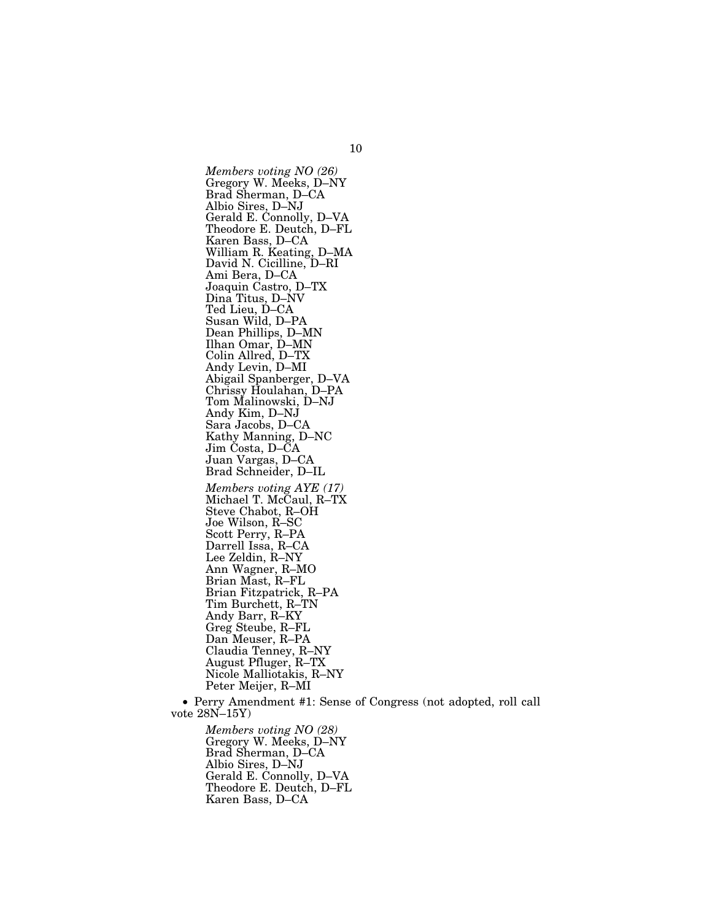*Members voting NO (26)*
Gregory W. Meeks, D–NY
Brad Sherman, D–CA
Albio Sires, D–NJ
Gerald E. Connolly, D–VA
Theodore E. Deutch, D–FL
Karen Bass, D–CA
William R. Keating, D–MA
David N. Cicilline, D–RI
Ami Bera, D–CA
Joaquin Castro, D–TX
Dina Titus, D–NV
Ted Lieu, D–CA
Susan Wild, D–PA
Dean Phillips, D–MN
Ilhan Omar, D–MN
Colin Allred, D–TX
Andy Levin, D–MI
Abigail Spanberger, D–VA
Chrissy Houlahan, D–PA
Tom Malinowski, D–NJ
Andy Kim, D–NJ
Sara Jacobs, D–CA
Kathy Manning, D–NC
Jim Costa, D–CA
Juan Vargas, D–CA
Brad Schneider, D–IL

*Members voting AYE (17)*
Michael T. McCaul, R–TX
Steve Chabot, R–OH
Joe Wilson, R–SC
Scott Perry, R–PA
Darrell Issa, R–CA
Lee Zeldin, R–NY
Ann Wagner, R–MO
Brian Mast, R–FL
Brian Fitzpatrick, R–PA
Tim Burchett, R–TN
Andy Barr, R–KY
Greg Steube, R–FL
Dan Meuser, R–PA
Claudia Tenney, R–NY
August Pfluger, R–TX
Nicole Malliotakis, R–NY
Peter Meijer, R–MI

- Perry Amendment #1: Sense of Congress (not adopted, roll call vote 28N–15Y)

*Members voting NO (28)*
Gregory W. Meeks, D–NY
Brad Sherman, D–CA
Albio Sires, D–NJ
Gerald E. Connolly, D–VA
Theodore E. Deutch, D–FL
Karen Bass, D–CA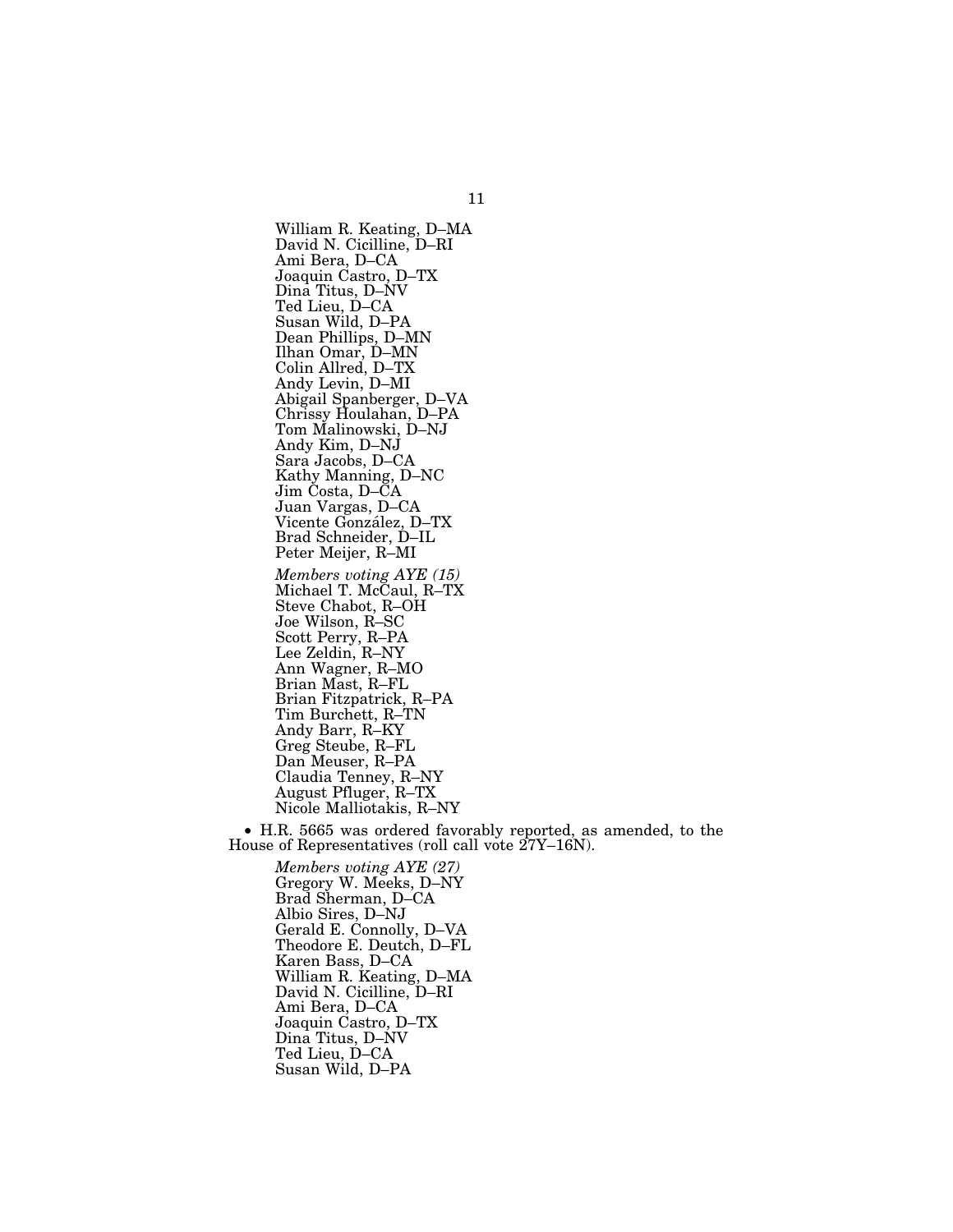William R. Keating, D–MA
David N. Cicilline, D–RI
Ami Bera, D–CA
Joaquin Castro, D–TX
Dina Titus, D–NV
Ted Lieu, D–CA
Susan Wild, D–PA
Dean Phillips, D–MN
Ilhan Omar, D–MN
Colin Allred, D–TX
Andy Levin, D–MI
Abigail Spanberger, D–VA
Chrissy Houlahan, D–PA
Tom Malinowski, D–NJ
Andy Kim, D–NJ
Sara Jacobs, D–CA
Kathy Manning, D–NC
Jim Costa, D–CA
Juan Vargas, D–CA
Vicente González, D–TX
Brad Schneider, D–IL
Peter Meijer, R–MI

*Members voting AYE (15)*
Michael T. McCaul, R–TX
Steve Chabot, R–OH
Joe Wilson, R–SC
Scott Perry, R–PA
Lee Zeldin, R–NY
Ann Wagner, R–MO
Brian Mast, R–FL
Brian Fitzpatrick, R–PA
Tim Burchett, R–TN
Andy Barr, R–KY
Greg Steube, R–FL
Dan Meuser, R–PA
Claudia Tenney, R–NY
August Pfluger, R–TX
Nicole Malliotakis, R–NY

- H.R. 5665 was ordered favorably reported, as amended, to the House of Representatives (roll call vote 27Y–16N).

*Members voting AYE (27)*
Gregory W. Meeks, D–NY
Brad Sherman, D–CA
Albio Sires, D–NJ
Gerald E. Connolly, D–VA
Theodore E. Deutch, D–FL
Karen Bass, D–CA
William R. Keating, D–MA
David N. Cicilline, D–RI
Ami Bera, D–CA
Joaquin Castro, D–TX
Dina Titus, D–NV
Ted Lieu, D–CA
Susan Wild, D–PA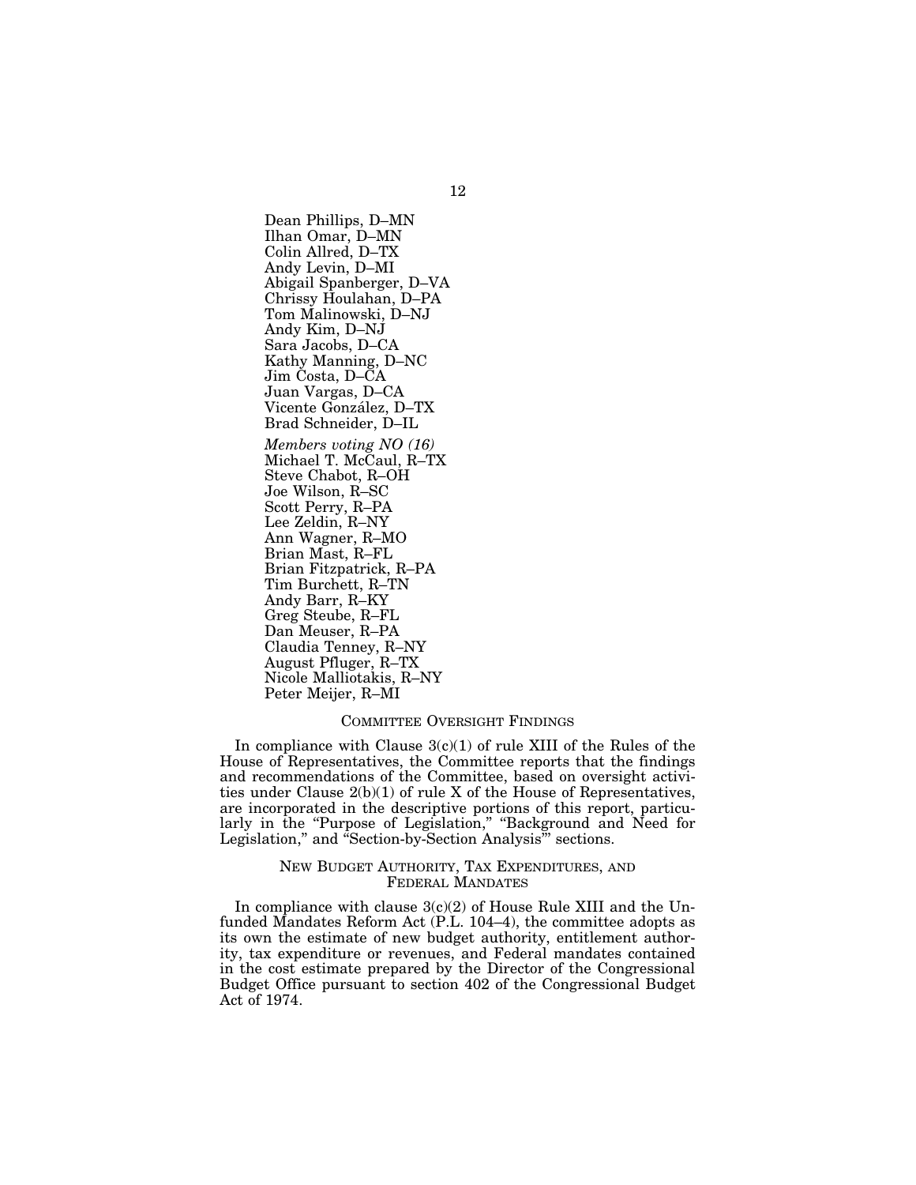Dean Phillips, D–MN
Ilhan Omar, D–MN
Colin Allred, D–TX
Andy Levin, D–MI
Abigail Spanberger, D–VA
Chrissy Houlahan, D–PA
Tom Malinowski, D–NJ
Andy Kim, D–NJ
Sara Jacobs, D–CA
Kathy Manning, D–NC
Jim Costa, D–CA
Juan Vargas, D–CA
Vicente González, D–TX
Brad Schneider, D–IL

*Members voting NO (16)*
Michael T. McCaul, R–TX
Steve Chabot, R–OH
Joe Wilson, R–SC
Scott Perry, R–PA
Lee Zeldin, R–NY
Ann Wagner, R–MO
Brian Mast, R–FL
Brian Fitzpatrick, R–PA
Tim Burchett, R–TN
Andy Barr, R–KY
Greg Steube, R–FL
Dan Meuser, R–PA
Claudia Tenney, R–NY
August Pfluger, R–TX
Nicole Malliotakis, R–NY
Peter Meijer, R–MI

## COMMITTEE OVERSIGHT FINDINGS

In compliance with Clause 3(c)(1) of rule XIII of the Rules of the House of Representatives, the Committee reports that the findings and recommendations of the Committee, based on oversight activities under Clause 2(b)(1) of rule X of the House of Representatives, are incorporated in the descriptive portions of this report, particularly in the "Purpose of Legislation," "Background and Need for Legislation," and "Section-by-Section Analysis'" sections.

## NEW BUDGET AUTHORITY, TAX EXPENDITURES, AND FEDERAL MANDATES

In compliance with clause 3(c)(2) of House Rule XIII and the Unfunded Mandates Reform Act (P.L. 104–4), the committee adopts as its own the estimate of new budget authority, entitlement authority, tax expenditure or revenues, and Federal mandates contained in the cost estimate prepared by the Director of the Congressional Budget Office pursuant to section 402 of the Congressional Budget Act of 1974.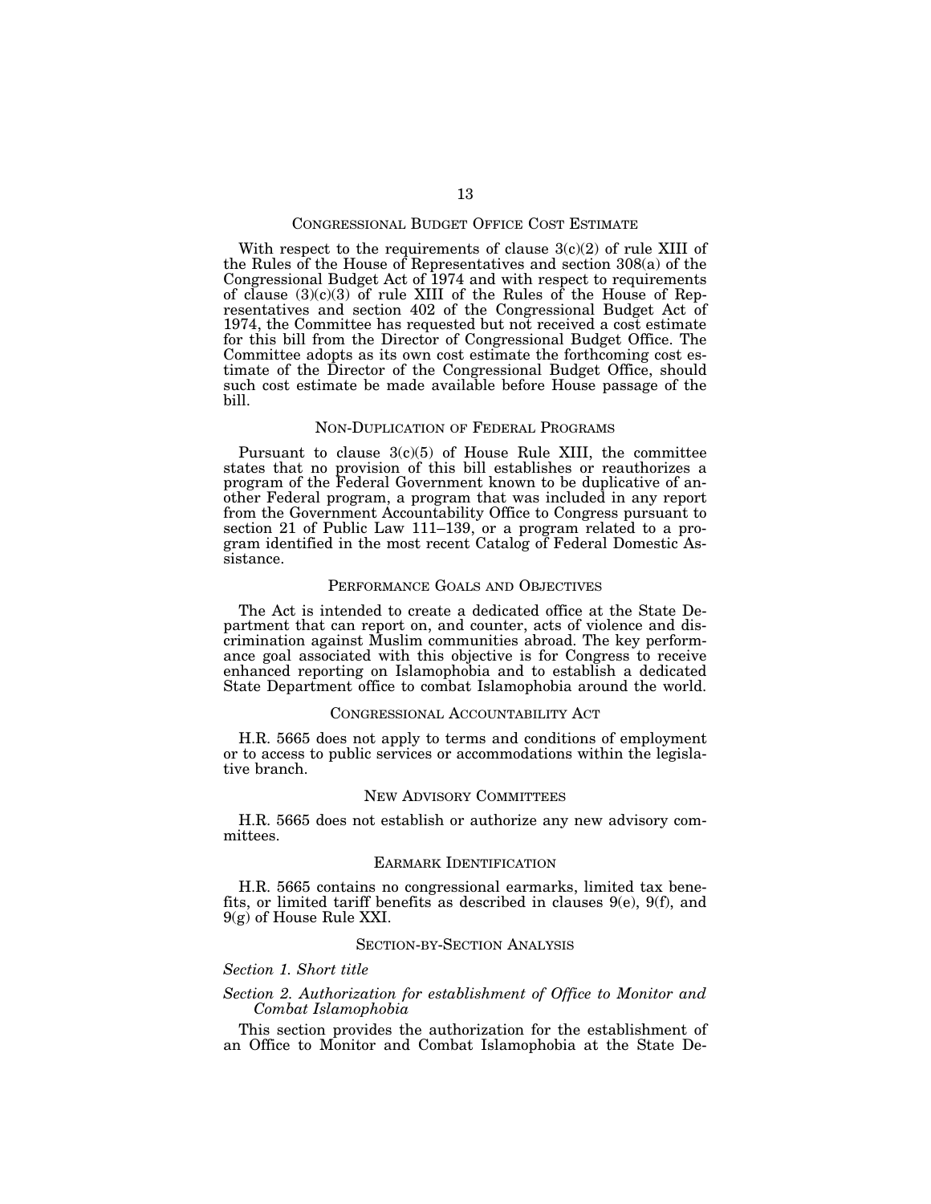## CONGRESSIONAL BUDGET OFFICE COST ESTIMATE

With respect to the requirements of clause 3(c)(2) of rule XIII of the Rules of the House of Representatives and section 308(a) of the Congressional Budget Act of 1974 and with respect to requirements of clause (3)(c)(3) of rule XIII of the Rules of the House of Representatives and section 402 of the Congressional Budget Act of 1974, the Committee has requested but not received a cost estimate for this bill from the Director of Congressional Budget Office. The Committee adopts as its own cost estimate the forthcoming cost estimate of the Director of the Congressional Budget Office, should such cost estimate be made available before House passage of the bill.

## NON-DUPLICATION OF FEDERAL PROGRAMS

Pursuant to clause 3(c)(5) of House Rule XIII, the committee states that no provision of this bill establishes or reauthorizes a program of the Federal Government known to be duplicative of another Federal program, a program that was included in any report from the Government Accountability Office to Congress pursuant to section 21 of Public Law 111–139, or a program related to a program identified in the most recent Catalog of Federal Domestic Assistance.

## PERFORMANCE GOALS AND OBJECTIVES

The Act is intended to create a dedicated office at the State Department that can report on, and counter, acts of violence and discrimination against Muslim communities abroad. The key performance goal associated with this objective is for Congress to receive enhanced reporting on Islamophobia and to establish a dedicated State Department office to combat Islamophobia around the world.

## CONGRESSIONAL ACCOUNTABILITY ACT

H.R. 5665 does not apply to terms and conditions of employment or to access to public services or accommodations within the legislative branch.

## NEW ADVISORY COMMITTEES

H.R. 5665 does not establish or authorize any new advisory committees.

## EARMARK IDENTIFICATION

H.R. 5665 contains no congressional earmarks, limited tax benefits, or limited tariff benefits as described in clauses 9(e), 9(f), and 9(g) of House Rule XXI.

## SECTION-BY-SECTION ANALYSIS

*Section 1. Short title*

*Section 2. Authorization for establishment of Office to Monitor and Combat Islamophobia*

This section provides the authorization for the establishment of an Office to Monitor and Combat Islamophobia at the State De-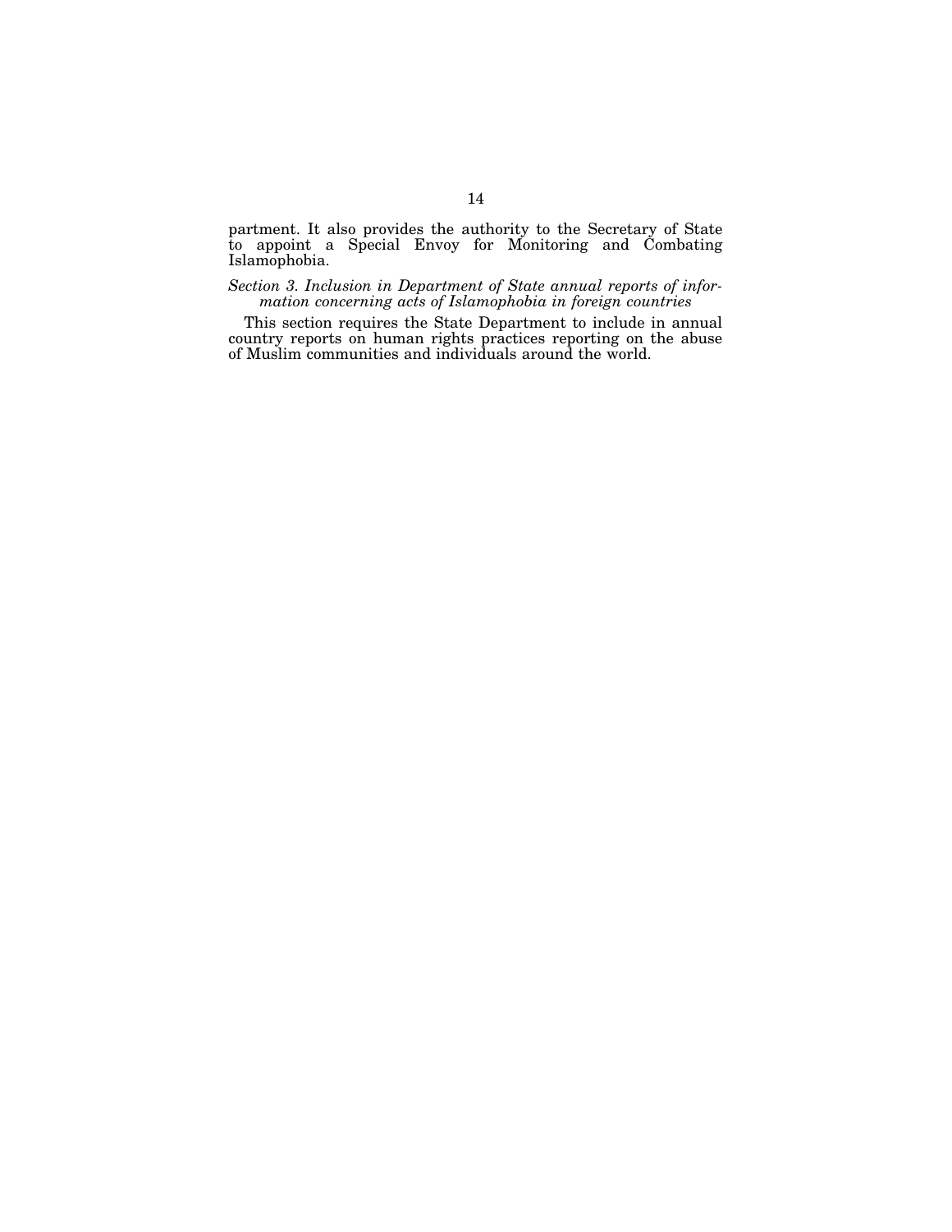partment. It also provides the authority to the Secretary of State to appoint a Special Envoy for Monitoring and Combating Islamophobia.

*Section 3. Inclusion in Department of State annual reports of information concerning acts of Islamophobia in foreign countries*

This section requires the State Department to include in annual country reports on human rights practices reporting on the abuse of Muslim communities and individuals around the world.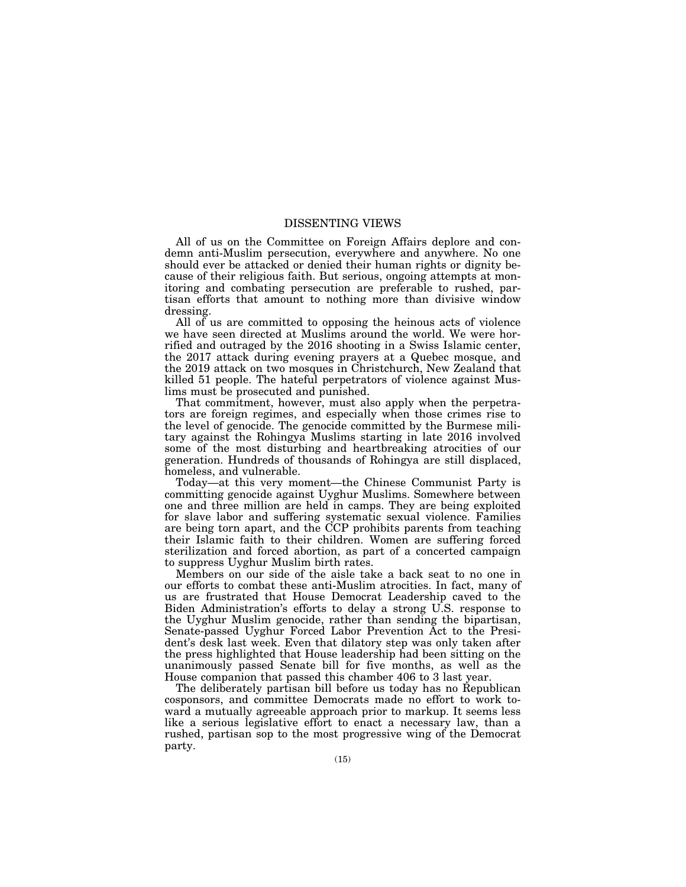# DISSENTING VIEWS

All of us on the Committee on Foreign Affairs deplore and condemn anti-Muslim persecution, everywhere and anywhere. No one should ever be attacked or denied their human rights or dignity because of their religious faith. But serious, ongoing attempts at monitoring and combating persecution are preferable to rushed, partisan efforts that amount to nothing more than divisive window dressing.

All of us are committed to opposing the heinous acts of violence we have seen directed at Muslims around the world. We were horrified and outraged by the 2016 shooting in a Swiss Islamic center, the 2017 attack during evening prayers at a Quebec mosque, and the 2019 attack on two mosques in Christchurch, New Zealand that killed 51 people. The hateful perpetrators of violence against Muslims must be prosecuted and punished.

That commitment, however, must also apply when the perpetrators are foreign regimes, and especially when those crimes rise to the level of genocide. The genocide committed by the Burmese military against the Rohingya Muslims starting in late 2016 involved some of the most disturbing and heartbreaking atrocities of our generation. Hundreds of thousands of Rohingya are still displaced, homeless, and vulnerable.

Today—at this very moment—the Chinese Communist Party is committing genocide against Uyghur Muslims. Somewhere between one and three million are held in camps. They are being exploited for slave labor and suffering systematic sexual violence. Families are being torn apart, and the CCP prohibits parents from teaching their Islamic faith to their children. Women are suffering forced sterilization and forced abortion, as part of a concerted campaign to suppress Uyghur Muslim birth rates.

Members on our side of the aisle take a back seat to no one in our efforts to combat these anti-Muslim atrocities. In fact, many of us are frustrated that House Democrat Leadership caved to the Biden Administration's efforts to delay a strong U.S. response to the Uyghur Muslim genocide, rather than sending the bipartisan, Senate-passed Uyghur Forced Labor Prevention Act to the President's desk last week. Even that dilatory step was only taken after the press highlighted that House leadership had been sitting on the unanimously passed Senate bill for five months, as well as the House companion that passed this chamber 406 to 3 last year.

The deliberately partisan bill before us today has no Republican cosponsors, and committee Democrats made no effort to work toward a mutually agreeable approach prior to markup. It seems less like a serious legislative effort to enact a necessary law, than a rushed, partisan sop to the most progressive wing of the Democrat party.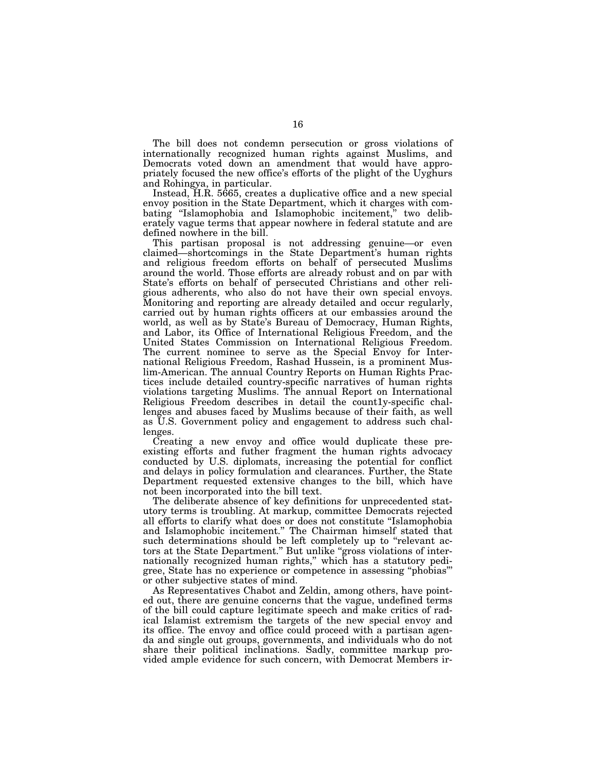The bill does not condemn persecution or gross violations of internationally recognized human rights against Muslims, and Democrats voted down an amendment that would have appropriately focused the new office's efforts of the plight of the Uyghurs and Rohingya, in particular.

Instead, H.R. 5665, creates a duplicative office and a new special envoy position in the State Department, which it charges with combating "Islamophobia and Islamophobic incitement," two deliberately vague terms that appear nowhere in federal statute and are defined nowhere in the bill.

This partisan proposal is not addressing genuine—or even claimed—shortcomings in the State Department's human rights and religious freedom efforts on behalf of persecuted Muslims around the world. Those efforts are already robust and on par with State's efforts on behalf of persecuted Christians and other religious adherents, who also do not have their own special envoys. Monitoring and reporting are already detailed and occur regularly, carried out by human rights officers at our embassies around the world, as well as by State's Bureau of Democracy, Human Rights, and Labor, its Office of International Religious Freedom, and the United States Commission on International Religious Freedom. The current nominee to serve as the Special Envoy for International Religious Freedom, Rashad Hussein, is a prominent Muslim-American. The annual Country Reports on Human Rights Practices include detailed country-specific narratives of human rights violations targeting Muslims. The annual Report on International Religious Freedom describes in detail the count1y-specific challenges and abuses faced by Muslims because of their faith, as well as U.S. Government policy and engagement to address such challenges.

Creating a new envoy and office would duplicate these pre-existing efforts and futher fragment the human rights advocacy conducted by U.S. diplomats, increasing the potential for conflict and delays in policy formulation and clearances. Further, the State Department requested extensive changes to the bill, which have not been incorporated into the bill text.

The deliberate absence of key definitions for unprecedented statutory terms is troubling. At markup, committee Democrats rejected all efforts to clarify what does or does not constitute "Islamophobia and Islamophobic incitement." The Chairman himself stated that such determinations should be left completely up to "relevant actors at the State Department." But unlike "gross violations of internationally recognized human rights," which has a statutory pedigree, State has no experience or competence in assessing "phobias'" or other subjective states of mind.

As Representatives Chabot and Zeldin, among others, have pointed out, there are genuine concerns that the vague, undefined terms of the bill could capture legitimate speech and make critics of radical Islamist extremism the targets of the new special envoy and its office. The envoy and office could proceed with a partisan agenda and single out groups, governments, and individuals who do not share their political inclinations. Sadly, committee markup provided ample evidence for such concern, with Democrat Members ir-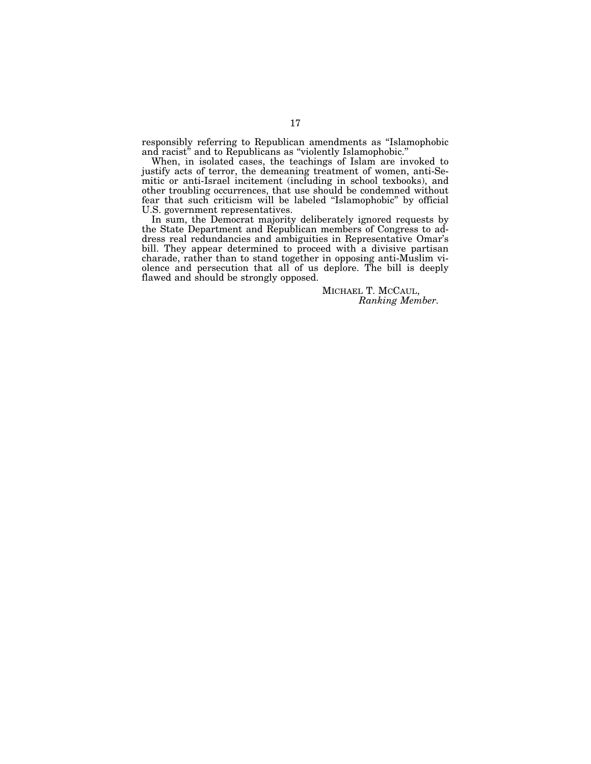responsibly referring to Republican amendments as "Islamophobic and racist" and to Republicans as "violently Islamophobic."

When, in isolated cases, the teachings of Islam are invoked to justify acts of terror, the demeaning treatment of women, anti-Semitic or anti-Israel incitement (including in school texbooks), and other troubling occurrences, that use should be condemned without fear that such criticism will be labeled "Islamophobic" by official U.S. government representatives.

In sum, the Democrat majority deliberately ignored requests by the State Department and Republican members of Congress to address real redundancies and ambiguities in Representative Omar's bill. They appear determined to proceed with a divisive partisan charade, rather than to stand together in opposing anti-Muslim violence and persecution that all of us deplore. The bill is deeply flawed and should be strongly opposed.

MICHAEL T. MCCAUL,
*Ranking Member.*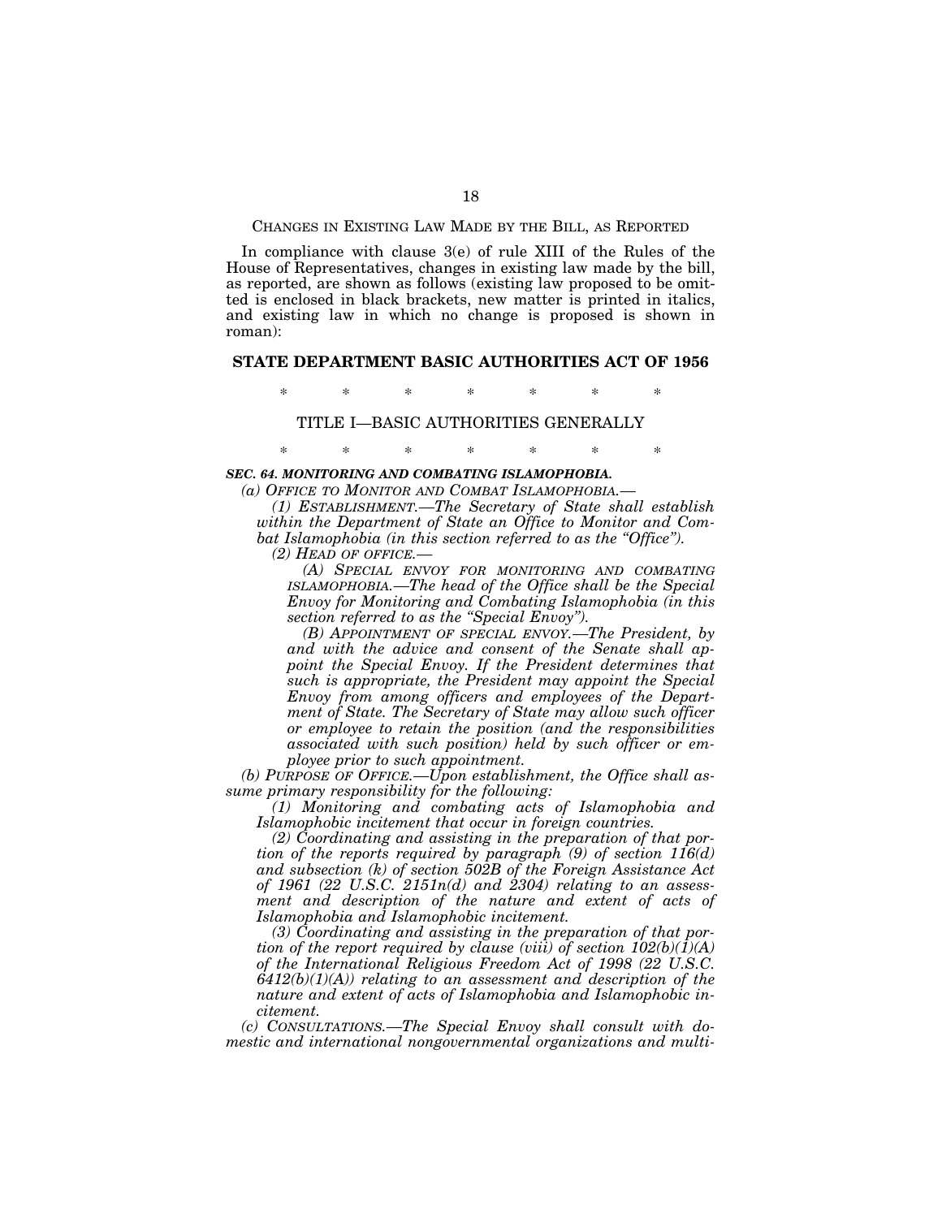CHANGES IN EXISTING LAW MADE BY THE BILL, AS REPORTED

In compliance with clause 3(e) of rule XIII of the Rules of the House of Representatives, changes in existing law made by the bill, as reported, are shown as follows (existing law proposed to be omitted is enclosed in black brackets, new matter is printed in italics, and existing law in which no change is proposed is shown in roman):

## STATE DEPARTMENT BASIC AUTHORITIES ACT OF 1956

\* \* \* \* \* \* \*

### TITLE I—BASIC AUTHORITIES GENERALLY

\* \* \* \* \* \* \*

***SEC. 64. MONITORING AND COMBATING ISLAMOPHOBIA.***

*(a) OFFICE TO MONITOR AND COMBAT ISLAMOPHOBIA.—*

*(1) ESTABLISHMENT.—The Secretary of State shall establish within the Department of State an Office to Monitor and Combat Islamophobia (in this section referred to as the "Office").*

*(2) HEAD OF OFFICE.—*

*(A) SPECIAL ENVOY FOR MONITORING AND COMBATING ISLAMOPHOBIA.—The head of the Office shall be the Special Envoy for Monitoring and Combating Islamophobia (in this section referred to as the "Special Envoy").*

*(B) APPOINTMENT OF SPECIAL ENVOY.—The President, by and with the advice and consent of the Senate shall appoint the Special Envoy. If the President determines that such is appropriate, the President may appoint the Special Envoy from among officers and employees of the Department of State. The Secretary of State may allow such officer or employee to retain the position (and the responsibilities associated with such position) held by such officer or employee prior to such appointment.*

*(b) PURPOSE OF OFFICE.—Upon establishment, the Office shall assume primary responsibility for the following:*

*(1) Monitoring and combating acts of Islamophobia and Islamophobic incitement that occur in foreign countries.*

*(2) Coordinating and assisting in the preparation of that portion of the reports required by paragraph (9) of section 116(d) and subsection (k) of section 502B of the Foreign Assistance Act of 1961 (22 U.S.C. 2151n(d) and 2304) relating to an assessment and description of the nature and extent of acts of Islamophobia and Islamophobic incitement.*

*(3) Coordinating and assisting in the preparation of that portion of the report required by clause (viii) of section 102(b)(1)(A) of the International Religious Freedom Act of 1998 (22 U.S.C. 6412(b)(1)(A)) relating to an assessment and description of the nature and extent of acts of Islamophobia and Islamophobic incitement.*

*(c) CONSULTATIONS.—The Special Envoy shall consult with domestic and international nongovernmental organizations and multi-*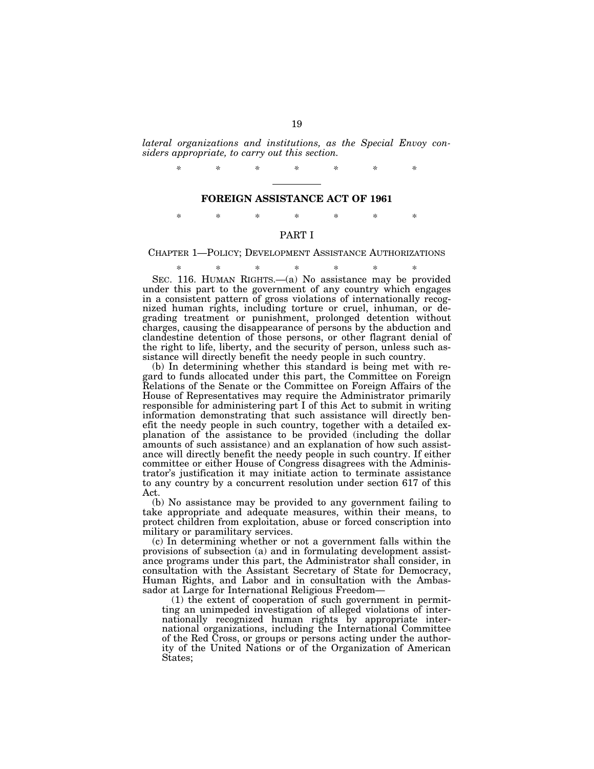*lateral organizations and institutions, as the Special Envoy considers appropriate, to carry out this section.*

\* \* \* \* \* \* \*

## FOREIGN ASSISTANCE ACT OF 1961

\* \* \* \* \* \* \*

### PART I

#### CHAPTER 1—POLICY; DEVELOPMENT ASSISTANCE AUTHORIZATIONS

\* \* \* \* \* \* \*

SEC. 116. HUMAN RIGHTS.—(a) No assistance may be provided under this part to the government of any country which engages in a consistent pattern of gross violations of internationally recognized human rights, including torture or cruel, inhuman, or degrading treatment or punishment, prolonged detention without charges, causing the disappearance of persons by the abduction and clandestine detention of those persons, or other flagrant denial of the right to life, liberty, and the security of person, unless such assistance will directly benefit the needy people in such country.

(b) In determining whether this standard is being met with regard to funds allocated under this part, the Committee on Foreign Relations of the Senate or the Committee on Foreign Affairs of the House of Representatives may require the Administrator primarily responsible for administering part I of this Act to submit in writing information demonstrating that such assistance will directly benefit the needy people in such country, together with a detailed explanation of the assistance to be provided (including the dollar amounts of such assistance) and an explanation of how such assistance will directly benefit the needy people in such country. If either committee or either House of Congress disagrees with the Administrator's justification it may initiate action to terminate assistance to any country by a concurrent resolution under section 617 of this Act.

(b) No assistance may be provided to any government failing to take appropriate and adequate measures, within their means, to protect children from exploitation, abuse or forced conscription into military or paramilitary services.

(c) In determining whether or not a government falls within the provisions of subsection (a) and in formulating development assistance programs under this part, the Administrator shall consider, in consultation with the Assistant Secretary of State for Democracy, Human Rights, and Labor and in consultation with the Ambassador at Large for International Religious Freedom—

(1) the extent of cooperation of such government in permitting an unimpeded investigation of alleged violations of internationally recognized human rights by appropriate international organizations, including the International Committee of the Red Cross, or groups or persons acting under the authority of the United Nations or of the Organization of American States;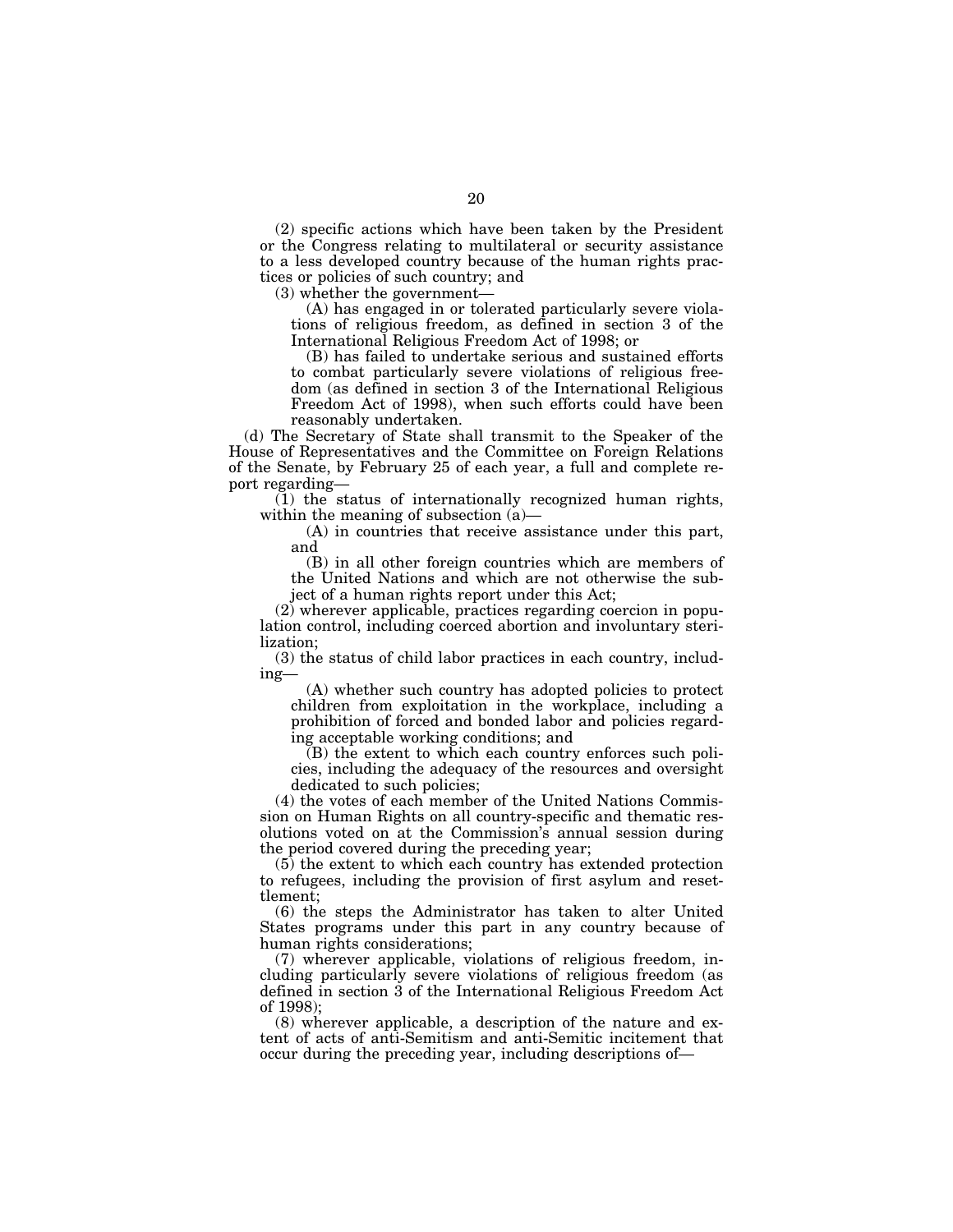(2) specific actions which have been taken by the President or the Congress relating to multilateral or security assistance to a less developed country because of the human rights practices or policies of such country; and

(3) whether the government—

(A) has engaged in or tolerated particularly severe violations of religious freedom, as defined in section 3 of the International Religious Freedom Act of 1998; or

(B) has failed to undertake serious and sustained efforts to combat particularly severe violations of religious freedom (as defined in section 3 of the International Religious Freedom Act of 1998), when such efforts could have been reasonably undertaken.

(d) The Secretary of State shall transmit to the Speaker of the House of Representatives and the Committee on Foreign Relations of the Senate, by February 25 of each year, a full and complete report regarding—

(1) the status of internationally recognized human rights, within the meaning of subsection (a)—

(A) in countries that receive assistance under this part, and

(B) in all other foreign countries which are members of the United Nations and which are not otherwise the subject of a human rights report under this Act;

(2) wherever applicable, practices regarding coercion in population control, including coerced abortion and involuntary sterilization;

(3) the status of child labor practices in each country, including—

(A) whether such country has adopted policies to protect children from exploitation in the workplace, including a prohibition of forced and bonded labor and policies regarding acceptable working conditions; and

(B) the extent to which each country enforces such policies, including the adequacy of the resources and oversight dedicated to such policies;

(4) the votes of each member of the United Nations Commission on Human Rights on all country-specific and thematic resolutions voted on at the Commission's annual session during the period covered during the preceding year;

(5) the extent to which each country has extended protection to refugees, including the provision of first asylum and resettlement;

(6) the steps the Administrator has taken to alter United States programs under this part in any country because of human rights considerations;

(7) wherever applicable, violations of religious freedom, including particularly severe violations of religious freedom (as defined in section 3 of the International Religious Freedom Act of 1998);

(8) wherever applicable, a description of the nature and extent of acts of anti-Semitism and anti-Semitic incitement that occur during the preceding year, including descriptions of—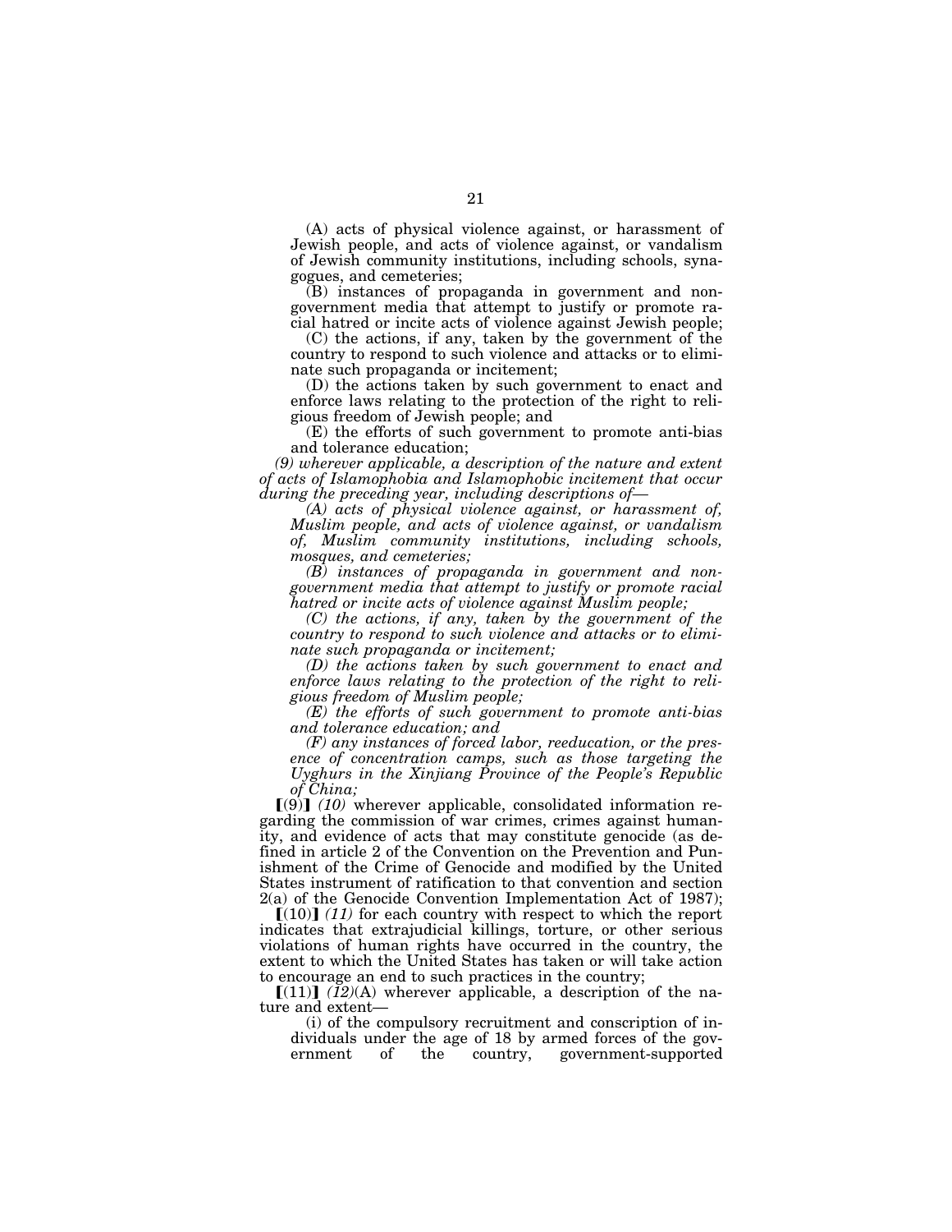(A) acts of physical violence against, or harassment of Jewish people, and acts of violence against, or vandalism of Jewish community institutions, including schools, synagogues, and cemeteries;

(B) instances of propaganda in government and nongovernment media that attempt to justify or promote racial hatred or incite acts of violence against Jewish people;

(C) the actions, if any, taken by the government of the country to respond to such violence and attacks or to eliminate such propaganda or incitement;

(D) the actions taken by such government to enact and enforce laws relating to the protection of the right to religious freedom of Jewish people; and

(E) the efforts of such government to promote anti-bias and tolerance education;

*(9) wherever applicable, a description of the nature and extent of acts of Islamophobia and Islamophobic incitement that occur during the preceding year, including descriptions of—*

*(A) acts of physical violence against, or harassment of, Muslim people, and acts of violence against, or vandalism of, Muslim community institutions, including schools, mosques, and cemeteries;*

*(B) instances of propaganda in government and nongovernment media that attempt to justify or promote racial hatred or incite acts of violence against Muslim people;*

*(C) the actions, if any, taken by the government of the country to respond to such violence and attacks or to eliminate such propaganda or incitement;*

*(D) the actions taken by such government to enact and enforce laws relating to the protection of the right to religious freedom of Muslim people;*

*(E) the efforts of such government to promote anti-bias and tolerance education; and*

*(F) any instances of forced labor, reeducation, or the presence of concentration camps, such as those targeting the Uyghurs in the Xinjiang Province of the People's Republic of China;*

【(9)】 *(10)* wherever applicable, consolidated information regarding the commission of war crimes, crimes against humanity, and evidence of acts that may constitute genocide (as defined in article 2 of the Convention on the Prevention and Punishment of the Crime of Genocide and modified by the United States instrument of ratification to that convention and section 2(a) of the Genocide Convention Implementation Act of 1987);

【(10)】 *(11)* for each country with respect to which the report indicates that extrajudicial killings, torture, or other serious violations of human rights have occurred in the country, the extent to which the United States has taken or will take action to encourage an end to such practices in the country;

【(11)】 *(12)*(A) wherever applicable, a description of the nature and extent—

(i) of the compulsory recruitment and conscription of individuals under the age of 18 by armed forces of the government of the country, government-supported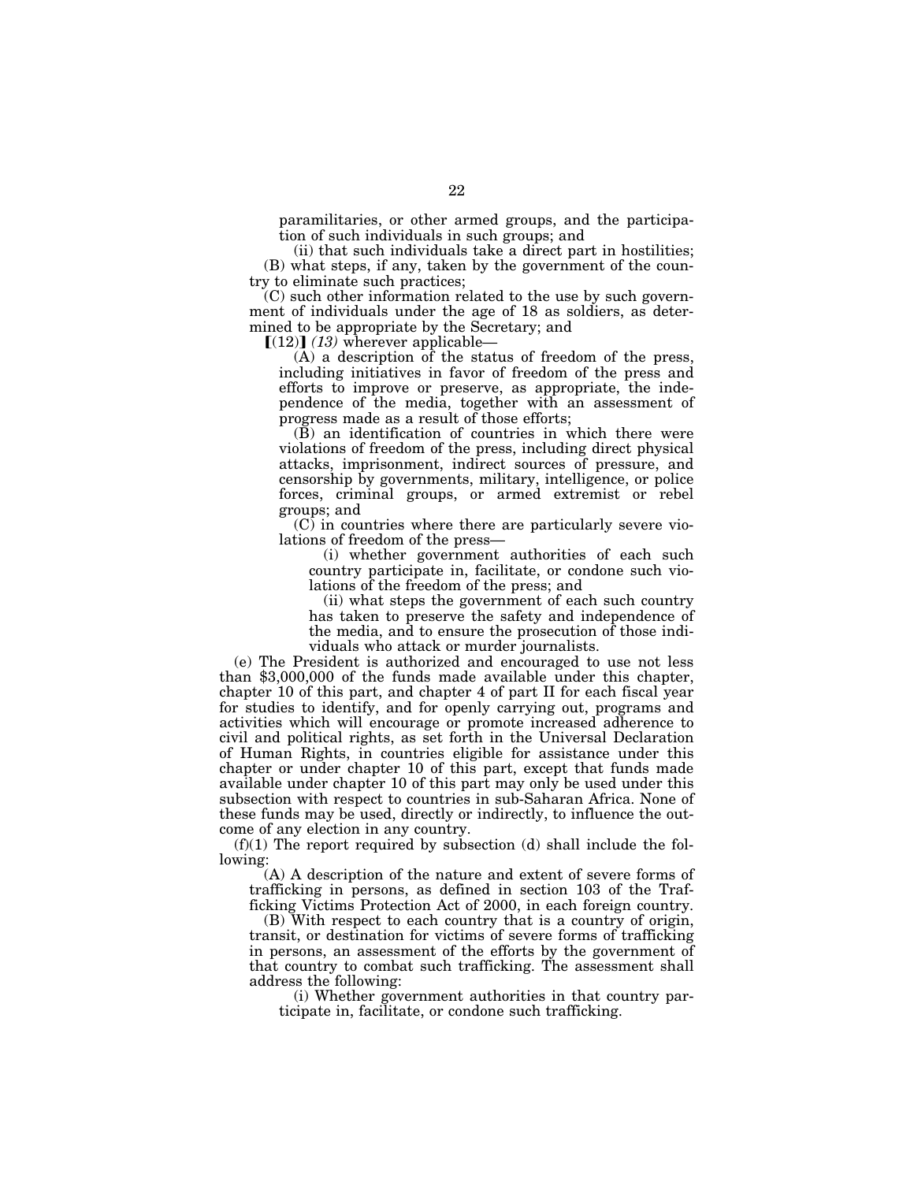paramilitaries, or other armed groups, and the participation of such individuals in such groups; and

(ii) that such individuals take a direct part in hostilities;

(B) what steps, if any, taken by the government of the country to eliminate such practices;

(C) such other information related to the use by such government of individuals under the age of 18 as soldiers, as determined to be appropriate by the Secretary; and

[(12)] *(13)* wherever applicable—

(A) a description of the status of freedom of the press, including initiatives in favor of freedom of the press and efforts to improve or preserve, as appropriate, the independence of the media, together with an assessment of progress made as a result of those efforts;

(B) an identification of countries in which there were violations of freedom of the press, including direct physical attacks, imprisonment, indirect sources of pressure, and censorship by governments, military, intelligence, or police forces, criminal groups, or armed extremist or rebel groups; and

(C) in countries where there are particularly severe violations of freedom of the press—

(i) whether government authorities of each such country participate in, facilitate, or condone such violations of the freedom of the press; and

(ii) what steps the government of each such country has taken to preserve the safety and independence of the media, and to ensure the prosecution of those individuals who attack or murder journalists.

(e) The President is authorized and encouraged to use not less than $3,000,000 of the funds made available under this chapter, chapter 10 of this part, and chapter 4 of part II for each fiscal year for studies to identify, and for openly carrying out, programs and activities which will encourage or promote increased adherence to civil and political rights, as set forth in the Universal Declaration of Human Rights, in countries eligible for assistance under this chapter or under chapter 10 of this part, except that funds made available under chapter 10 of this part may only be used under this subsection with respect to countries in sub-Saharan Africa. None of these funds may be used, directly or indirectly, to influence the outcome of any election in any country.

(f)(1) The report required by subsection (d) shall include the following:

(A) A description of the nature and extent of severe forms of trafficking in persons, as defined in section 103 of the Trafficking Victims Protection Act of 2000, in each foreign country.

(B) With respect to each country that is a country of origin, transit, or destination for victims of severe forms of trafficking in persons, an assessment of the efforts by the government of that country to combat such trafficking. The assessment shall address the following:

(i) Whether government authorities in that country participate in, facilitate, or condone such trafficking.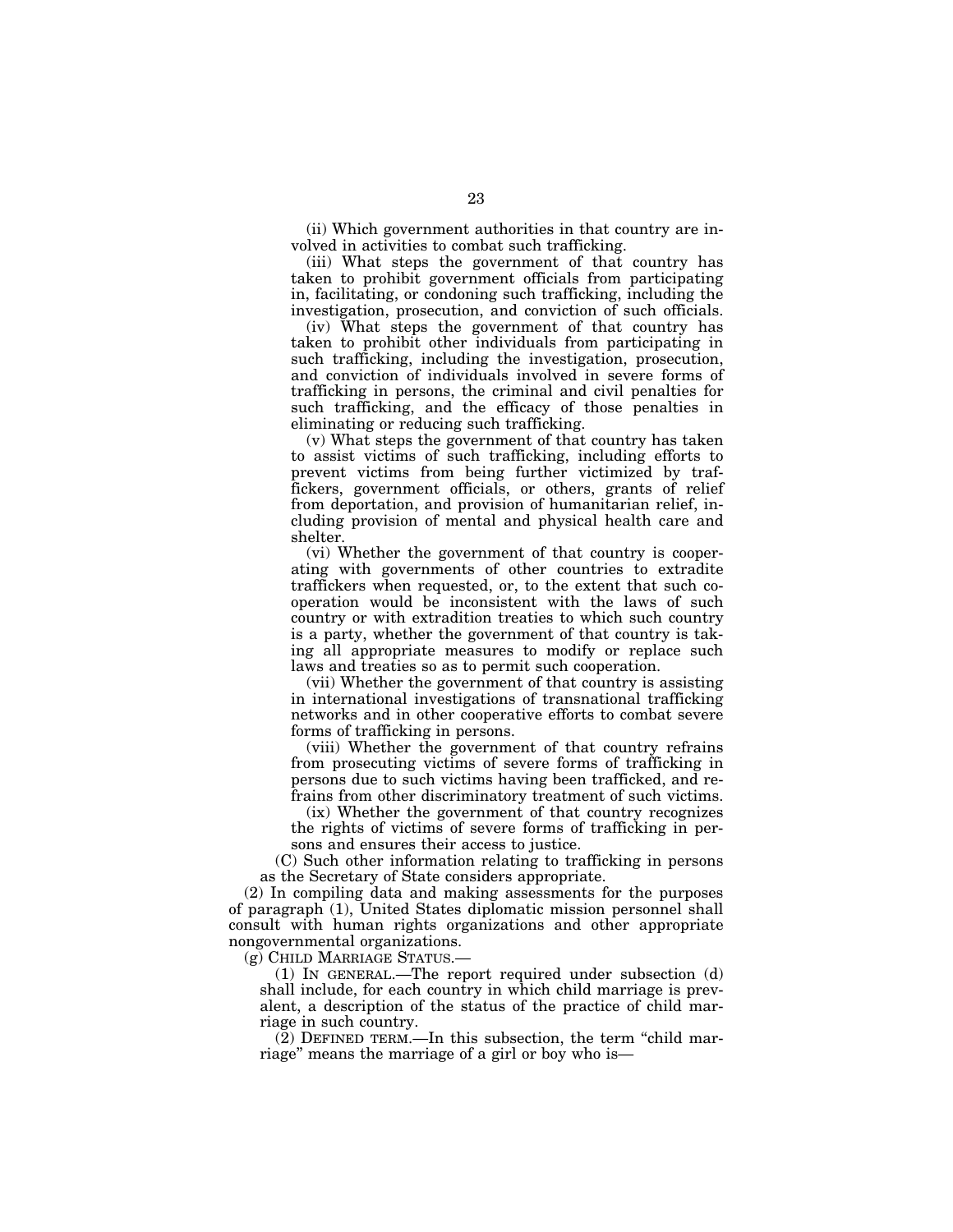(ii) Which government authorities in that country are involved in activities to combat such trafficking.

(iii) What steps the government of that country has taken to prohibit government officials from participating in, facilitating, or condoning such trafficking, including the investigation, prosecution, and conviction of such officials.

(iv) What steps the government of that country has taken to prohibit other individuals from participating in such trafficking, including the investigation, prosecution, and conviction of individuals involved in severe forms of trafficking in persons, the criminal and civil penalties for such trafficking, and the efficacy of those penalties in eliminating or reducing such trafficking.

(v) What steps the government of that country has taken to assist victims of such trafficking, including efforts to prevent victims from being further victimized by traffickers, government officials, or others, grants of relief from deportation, and provision of humanitarian relief, including provision of mental and physical health care and shelter.

(vi) Whether the government of that country is cooperating with governments of other countries to extradite traffickers when requested, or, to the extent that such cooperation would be inconsistent with the laws of such country or with extradition treaties to which such country is a party, whether the government of that country is taking all appropriate measures to modify or replace such laws and treaties so as to permit such cooperation.

(vii) Whether the government of that country is assisting in international investigations of transnational trafficking networks and in other cooperative efforts to combat severe forms of trafficking in persons.

(viii) Whether the government of that country refrains from prosecuting victims of severe forms of trafficking in persons due to such victims having been trafficked, and refrains from other discriminatory treatment of such victims.

(ix) Whether the government of that country recognizes the rights of victims of severe forms of trafficking in persons and ensures their access to justice.

(C) Such other information relating to trafficking in persons as the Secretary of State considers appropriate.

(2) In compiling data and making assessments for the purposes of paragraph (1), United States diplomatic mission personnel shall consult with human rights organizations and other appropriate nongovernmental organizations.

(g) CHILD MARRIAGE STATUS.—

(1) IN GENERAL.—The report required under subsection (d) shall include, for each country in which child marriage is prevalent, a description of the status of the practice of child marriage in such country.

(2) DEFINED TERM.—In this subsection, the term "child marriage" means the marriage of a girl or boy who is—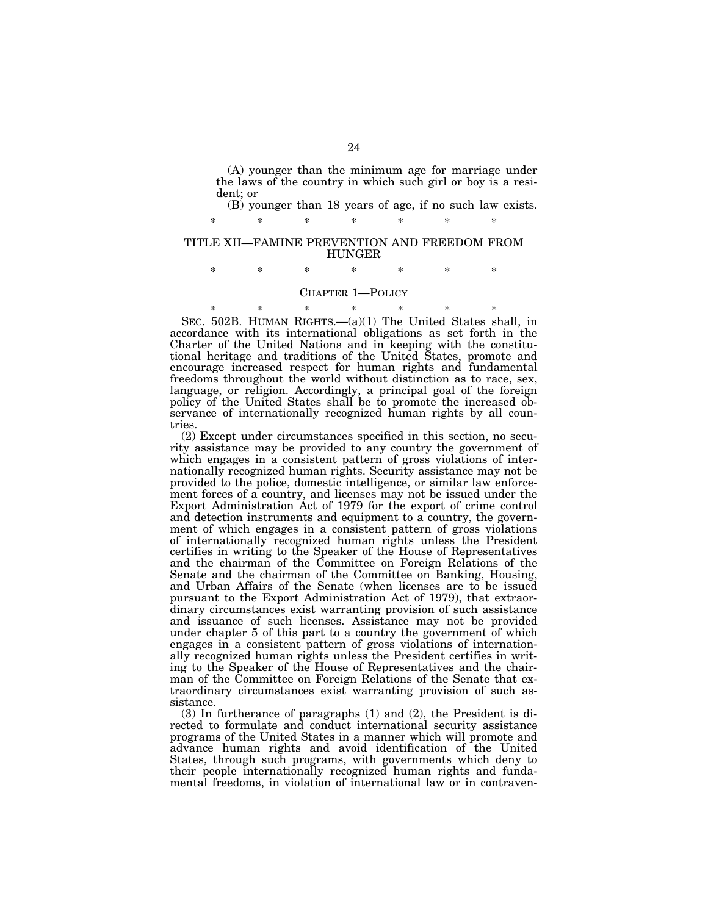(A) younger than the minimum age for marriage under the laws of the country in which such girl or boy is a resident; or

(B) younger than 18 years of age, if no such law exists.

\* \* \* \* \* \* \*

## TITLE XII—FAMINE PREVENTION AND FREEDOM FROM HUNGER

\* \* \* \* \* \* \*

### CHAPTER 1—POLICY

\* \* \* \* \* \* \*

SEC. 502B. HUMAN RIGHTS.—(a)(1) The United States shall, in accordance with its international obligations as set forth in the Charter of the United Nations and in keeping with the constitutional heritage and traditions of the United States, promote and encourage increased respect for human rights and fundamental freedoms throughout the world without distinction as to race, sex, language, or religion. Accordingly, a principal goal of the foreign policy of the United States shall be to promote the increased observance of internationally recognized human rights by all countries.

(2) Except under circumstances specified in this section, no security assistance may be provided to any country the government of which engages in a consistent pattern of gross violations of internationally recognized human rights. Security assistance may not be provided to the police, domestic intelligence, or similar law enforcement forces of a country, and licenses may not be issued under the Export Administration Act of 1979 for the export of crime control and detection instruments and equipment to a country, the government of which engages in a consistent pattern of gross violations of internationally recognized human rights unless the President certifies in writing to the Speaker of the House of Representatives and the chairman of the Committee on Foreign Relations of the Senate and the chairman of the Committee on Banking, Housing, and Urban Affairs of the Senate (when licenses are to be issued pursuant to the Export Administration Act of 1979), that extraordinary circumstances exist warranting provision of such assistance and issuance of such licenses. Assistance may not be provided under chapter 5 of this part to a country the government of which engages in a consistent pattern of gross violations of internationally recognized human rights unless the President certifies in writing to the Speaker of the House of Representatives and the chairman of the Committee on Foreign Relations of the Senate that extraordinary circumstances exist warranting provision of such assistance.

(3) In furtherance of paragraphs (1) and (2), the President is directed to formulate and conduct international security assistance programs of the United States in a manner which will promote and advance human rights and avoid identification of the United States, through such programs, with governments which deny to their people internationally recognized human rights and fundamental freedoms, in violation of international law or in contraven-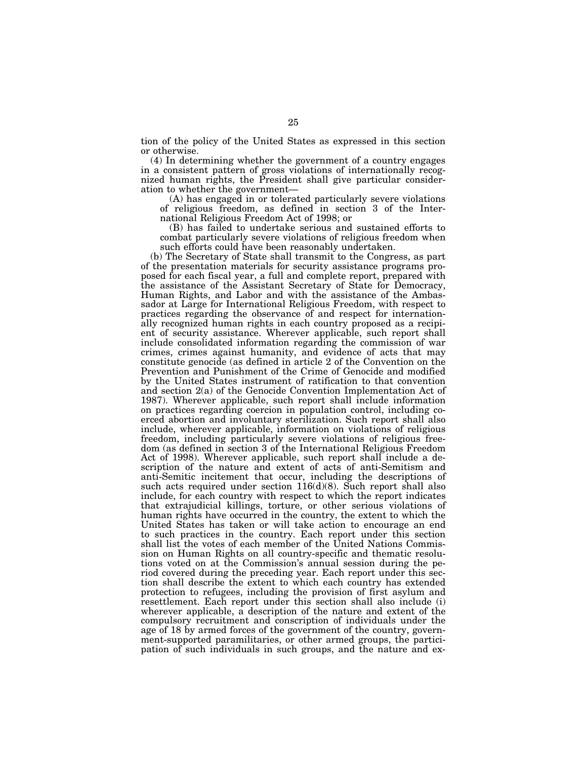tion of the policy of the United States as expressed in this section or otherwise.

(4) In determining whether the government of a country engages in a consistent pattern of gross violations of internationally recognized human rights, the President shall give particular consideration to whether the government—

(A) has engaged in or tolerated particularly severe violations of religious freedom, as defined in section 3 of the International Religious Freedom Act of 1998; or

(B) has failed to undertake serious and sustained efforts to combat particularly severe violations of religious freedom when such efforts could have been reasonably undertaken.

(b) The Secretary of State shall transmit to the Congress, as part of the presentation materials for security assistance programs proposed for each fiscal year, a full and complete report, prepared with the assistance of the Assistant Secretary of State for Democracy, Human Rights, and Labor and with the assistance of the Ambassador at Large for International Religious Freedom, with respect to practices regarding the observance of and respect for internationally recognized human rights in each country proposed as a recipient of security assistance. Wherever applicable, such report shall include consolidated information regarding the commission of war crimes, crimes against humanity, and evidence of acts that may constitute genocide (as defined in article 2 of the Convention on the Prevention and Punishment of the Crime of Genocide and modified by the United States instrument of ratification to that convention and section 2(a) of the Genocide Convention Implementation Act of 1987). Wherever applicable, such report shall include information on practices regarding coercion in population control, including coerced abortion and involuntary sterilization. Such report shall also include, wherever applicable, information on violations of religious freedom, including particularly severe violations of religious freedom (as defined in section 3 of the International Religious Freedom Act of 1998). Wherever applicable, such report shall include a description of the nature and extent of acts of anti-Semitism and anti-Semitic incitement that occur, including the descriptions of such acts required under section 116(d)(8). Such report shall also include, for each country with respect to which the report indicates that extrajudicial killings, torture, or other serious violations of human rights have occurred in the country, the extent to which the United States has taken or will take action to encourage an end to such practices in the country. Each report under this section shall list the votes of each member of the United Nations Commission on Human Rights on all country-specific and thematic resolutions voted on at the Commission's annual session during the period covered during the preceding year. Each report under this section shall describe the extent to which each country has extended protection to refugees, including the provision of first asylum and resettlement. Each report under this section shall also include (i) wherever applicable, a description of the nature and extent of the compulsory recruitment and conscription of individuals under the age of 18 by armed forces of the government of the country, government-supported paramilitaries, or other armed groups, the participation of such individuals in such groups, and the nature and ex-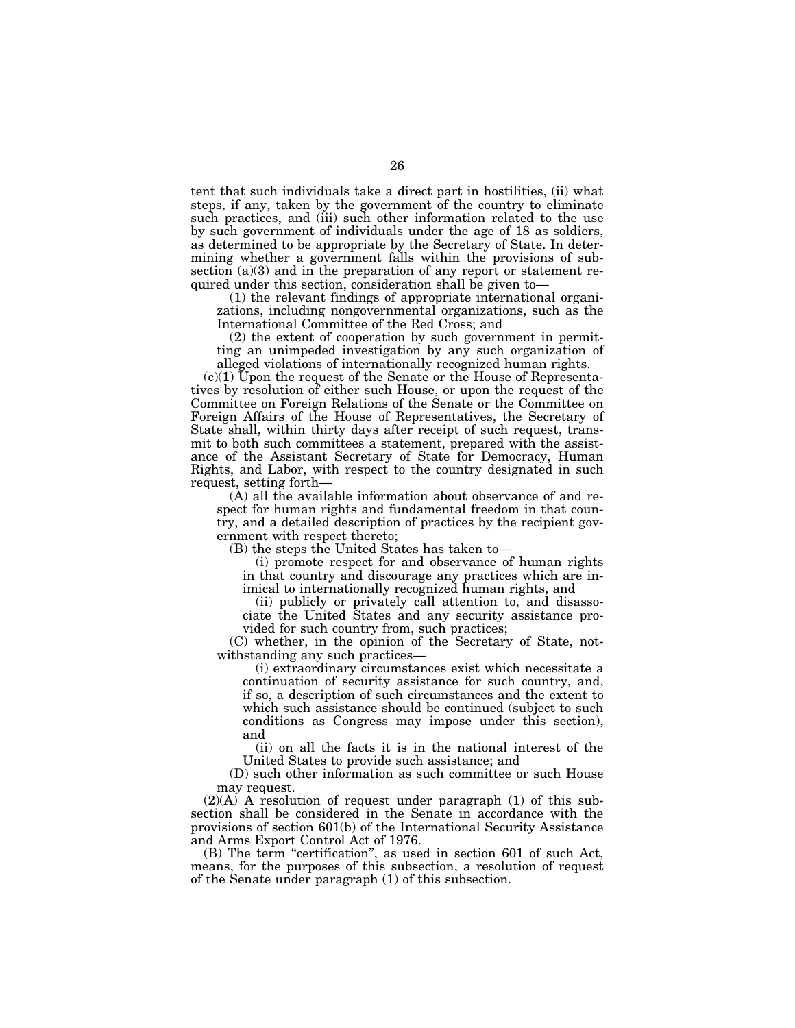tent that such individuals take a direct part in hostilities, (ii) what steps, if any, taken by the government of the country to eliminate such practices, and (iii) such other information related to the use by such government of individuals under the age of 18 as soldiers, as determined to be appropriate by the Secretary of State. In determining whether a government falls within the provisions of subsection (a)(3) and in the preparation of any report or statement required under this section, consideration shall be given to—

(1) the relevant findings of appropriate international organizations, including nongovernmental organizations, such as the International Committee of the Red Cross; and

(2) the extent of cooperation by such government in permitting an unimpeded investigation by any such organization of alleged violations of internationally recognized human rights.

(c)(1) Upon the request of the Senate or the House of Representatives by resolution of either such House, or upon the request of the Committee on Foreign Relations of the Senate or the Committee on Foreign Affairs of the House of Representatives, the Secretary of State shall, within thirty days after receipt of such request, transmit to both such committees a statement, prepared with the assistance of the Assistant Secretary of State for Democracy, Human Rights, and Labor, with respect to the country designated in such request, setting forth—

(A) all the available information about observance of and respect for human rights and fundamental freedom in that country, and a detailed description of practices by the recipient government with respect thereto;

(B) the steps the United States has taken to—

(i) promote respect for and observance of human rights in that country and discourage any practices which are inimical to internationally recognized human rights, and

(ii) publicly or privately call attention to, and disassociate the United States and any security assistance provided for such country from, such practices;

(C) whether, in the opinion of the Secretary of State, notwithstanding any such practices—

(i) extraordinary circumstances exist which necessitate a continuation of security assistance for such country, and, if so, a description of such circumstances and the extent to which such assistance should be continued (subject to such conditions as Congress may impose under this section), and

(ii) on all the facts it is in the national interest of the United States to provide such assistance; and

(D) such other information as such committee or such House may request.

(2)(A) A resolution of request under paragraph (1) of this subsection shall be considered in the Senate in accordance with the provisions of section 601(b) of the International Security Assistance and Arms Export Control Act of 1976.

(B) The term "certification", as used in section 601 of such Act, means, for the purposes of this subsection, a resolution of request of the Senate under paragraph (1) of this subsection.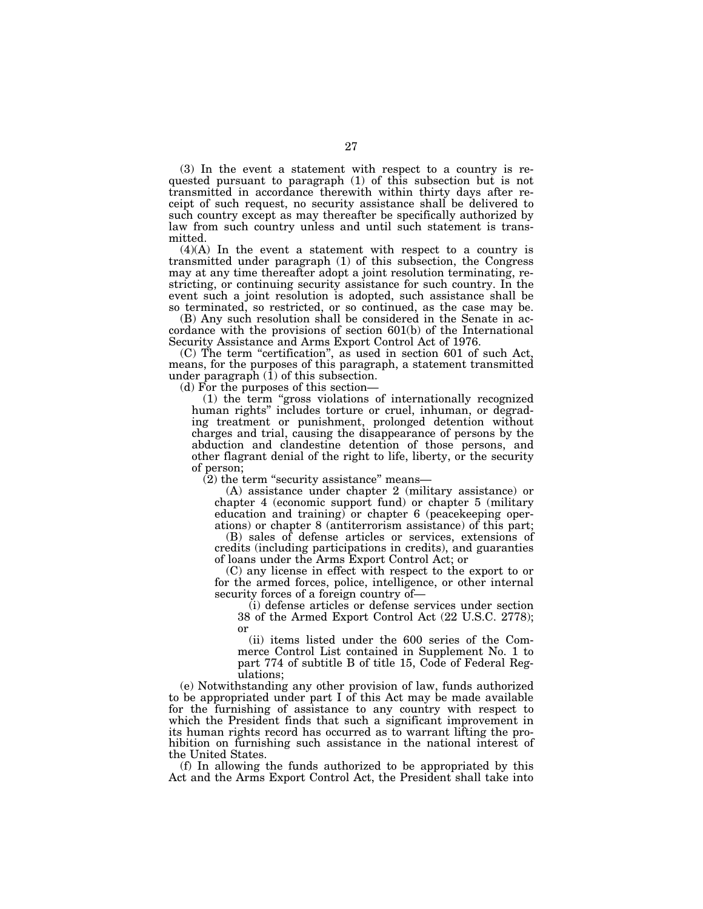(3) In the event a statement with respect to a country is requested pursuant to paragraph (1) of this subsection but is not transmitted in accordance therewith within thirty days after receipt of such request, no security assistance shall be delivered to such country except as may thereafter be specifically authorized by law from such country unless and until such statement is transmitted.

(4)(A) In the event a statement with respect to a country is transmitted under paragraph (1) of this subsection, the Congress may at any time thereafter adopt a joint resolution terminating, restricting, or continuing security assistance for such country. In the event such a joint resolution is adopted, such assistance shall be so terminated, so restricted, or so continued, as the case may be.

(B) Any such resolution shall be considered in the Senate in accordance with the provisions of section 601(b) of the International Security Assistance and Arms Export Control Act of 1976.

(C) The term "certification", as used in section 601 of such Act, means, for the purposes of this paragraph, a statement transmitted under paragraph (1) of this subsection.

(d) For the purposes of this section—

(1) the term "gross violations of internationally recognized human rights" includes torture or cruel, inhuman, or degrading treatment or punishment, prolonged detention without charges and trial, causing the disappearance of persons by the abduction and clandestine detention of those persons, and other flagrant denial of the right to life, liberty, or the security of person;

(2) the term "security assistance" means—

(A) assistance under chapter 2 (military assistance) or chapter 4 (economic support fund) or chapter 5 (military education and training) or chapter 6 (peacekeeping operations) or chapter 8 (antiterrorism assistance) of this part;

(B) sales of defense articles or services, extensions of credits (including participations in credits), and guaranties of loans under the Arms Export Control Act; or

(C) any license in effect with respect to the export to or for the armed forces, police, intelligence, or other internal security forces of a foreign country of—

(i) defense articles or defense services under section 38 of the Armed Export Control Act (22 U.S.C. 2778); or

(ii) items listed under the 600 series of the Commerce Control List contained in Supplement No. 1 to part 774 of subtitle B of title 15, Code of Federal Regulations;

(e) Notwithstanding any other provision of law, funds authorized to be appropriated under part I of this Act may be made available for the furnishing of assistance to any country with respect to which the President finds that such a significant improvement in its human rights record has occurred as to warrant lifting the prohibition on furnishing such assistance in the national interest of the United States.

(f) In allowing the funds authorized to be appropriated by this Act and the Arms Export Control Act, the President shall take into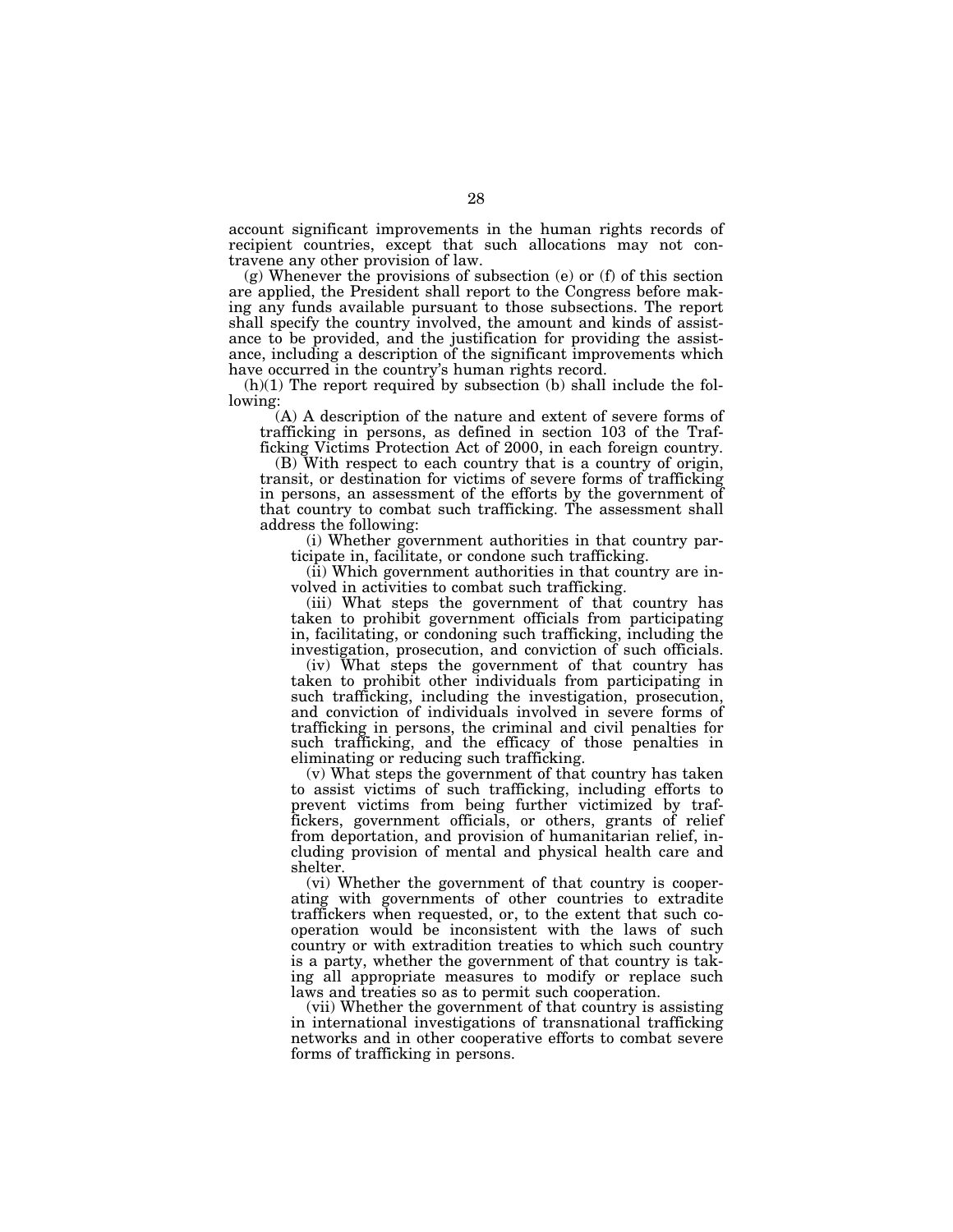account significant improvements in the human rights records of recipient countries, except that such allocations may not contravene any other provision of law.

(g) Whenever the provisions of subsection (e) or (f) of this section are applied, the President shall report to the Congress before making any funds available pursuant to those subsections. The report shall specify the country involved, the amount and kinds of assistance to be provided, and the justification for providing the assistance, including a description of the significant improvements which have occurred in the country's human rights record.

(h)(1) The report required by subsection (b) shall include the following:

(A) A description of the nature and extent of severe forms of trafficking in persons, as defined in section 103 of the Trafficking Victims Protection Act of 2000, in each foreign country.

(B) With respect to each country that is a country of origin, transit, or destination for victims of severe forms of trafficking in persons, an assessment of the efforts by the government of that country to combat such trafficking. The assessment shall address the following:

(i) Whether government authorities in that country participate in, facilitate, or condone such trafficking.

(ii) Which government authorities in that country are involved in activities to combat such trafficking.

(iii) What steps the government of that country has taken to prohibit government officials from participating in, facilitating, or condoning such trafficking, including the investigation, prosecution, and conviction of such officials.

(iv) What steps the government of that country has taken to prohibit other individuals from participating in such trafficking, including the investigation, prosecution, and conviction of individuals involved in severe forms of trafficking in persons, the criminal and civil penalties for such trafficking, and the efficacy of those penalties in eliminating or reducing such trafficking.

(v) What steps the government of that country has taken to assist victims of such trafficking, including efforts to prevent victims from being further victimized by traffickers, government officials, or others, grants of relief from deportation, and provision of humanitarian relief, including provision of mental and physical health care and shelter.

(vi) Whether the government of that country is cooperating with governments of other countries to extradite traffickers when requested, or, to the extent that such cooperation would be inconsistent with the laws of such country or with extradition treaties to which such country is a party, whether the government of that country is taking all appropriate measures to modify or replace such laws and treaties so as to permit such cooperation.

(vii) Whether the government of that country is assisting in international investigations of transnational trafficking networks and in other cooperative efforts to combat severe forms of trafficking in persons.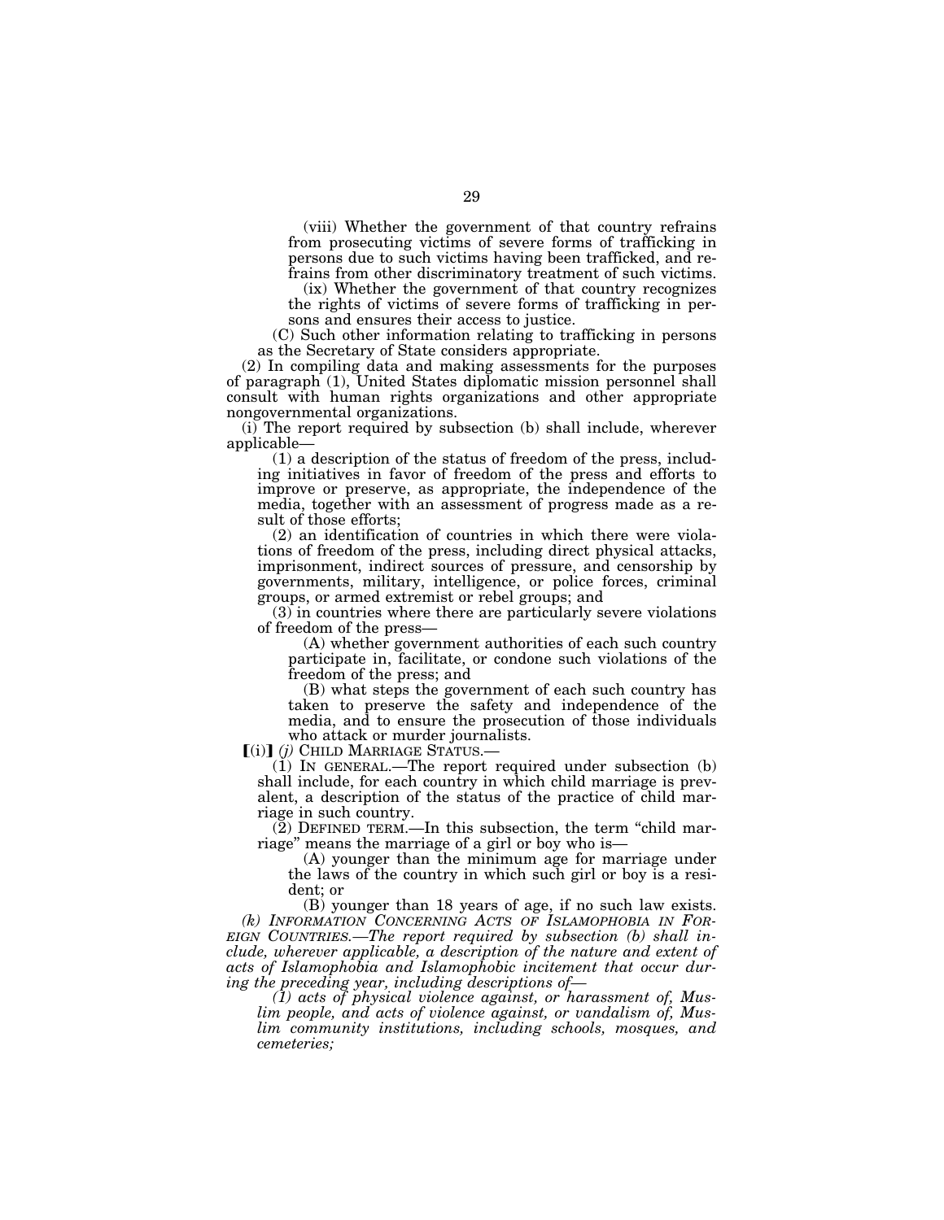(viii) Whether the government of that country refrains from prosecuting victims of severe forms of trafficking in persons due to such victims having been trafficked, and refrains from other discriminatory treatment of such victims.

(ix) Whether the government of that country recognizes the rights of victims of severe forms of trafficking in persons and ensures their access to justice.

(C) Such other information relating to trafficking in persons as the Secretary of State considers appropriate.

(2) In compiling data and making assessments for the purposes of paragraph (1), United States diplomatic mission personnel shall consult with human rights organizations and other appropriate nongovernmental organizations.

(i) The report required by subsection (b) shall include, wherever applicable—

(1) a description of the status of freedom of the press, including initiatives in favor of freedom of the press and efforts to improve or preserve, as appropriate, the independence of the media, together with an assessment of progress made as a result of those efforts;

(2) an identification of countries in which there were violations of freedom of the press, including direct physical attacks, imprisonment, indirect sources of pressure, and censorship by governments, military, intelligence, or police forces, criminal groups, or armed extremist or rebel groups; and

(3) in countries where there are particularly severe violations of freedom of the press—

(A) whether government authorities of each such country participate in, facilitate, or condone such violations of the freedom of the press; and

(B) what steps the government of each such country has taken to preserve the safety and independence of the media, and to ensure the prosecution of those individuals who attack or murder journalists.

[(i)] *(j)* CHILD MARRIAGE STATUS.—

(1) IN GENERAL.—The report required under subsection (b) shall include, for each country in which child marriage is prevalent, a description of the status of the practice of child marriage in such country.

(2) DEFINED TERM.—In this subsection, the term "child marriage" means the marriage of a girl or boy who is—

(A) younger than the minimum age for marriage under the laws of the country in which such girl or boy is a resident; or

(B) younger than 18 years of age, if no such law exists.

*(k) INFORMATION CONCERNING ACTS OF ISLAMOPHOBIA IN FOREIGN COUNTRIES.—The report required by subsection (b) shall include, wherever applicable, a description of the nature and extent of acts of Islamophobia and Islamophobic incitement that occur during the preceding year, including descriptions of—*

*(1) acts of physical violence against, or harassment of, Muslim people, and acts of violence against, or vandalism of, Muslim community institutions, including schools, mosques, and cemeteries;*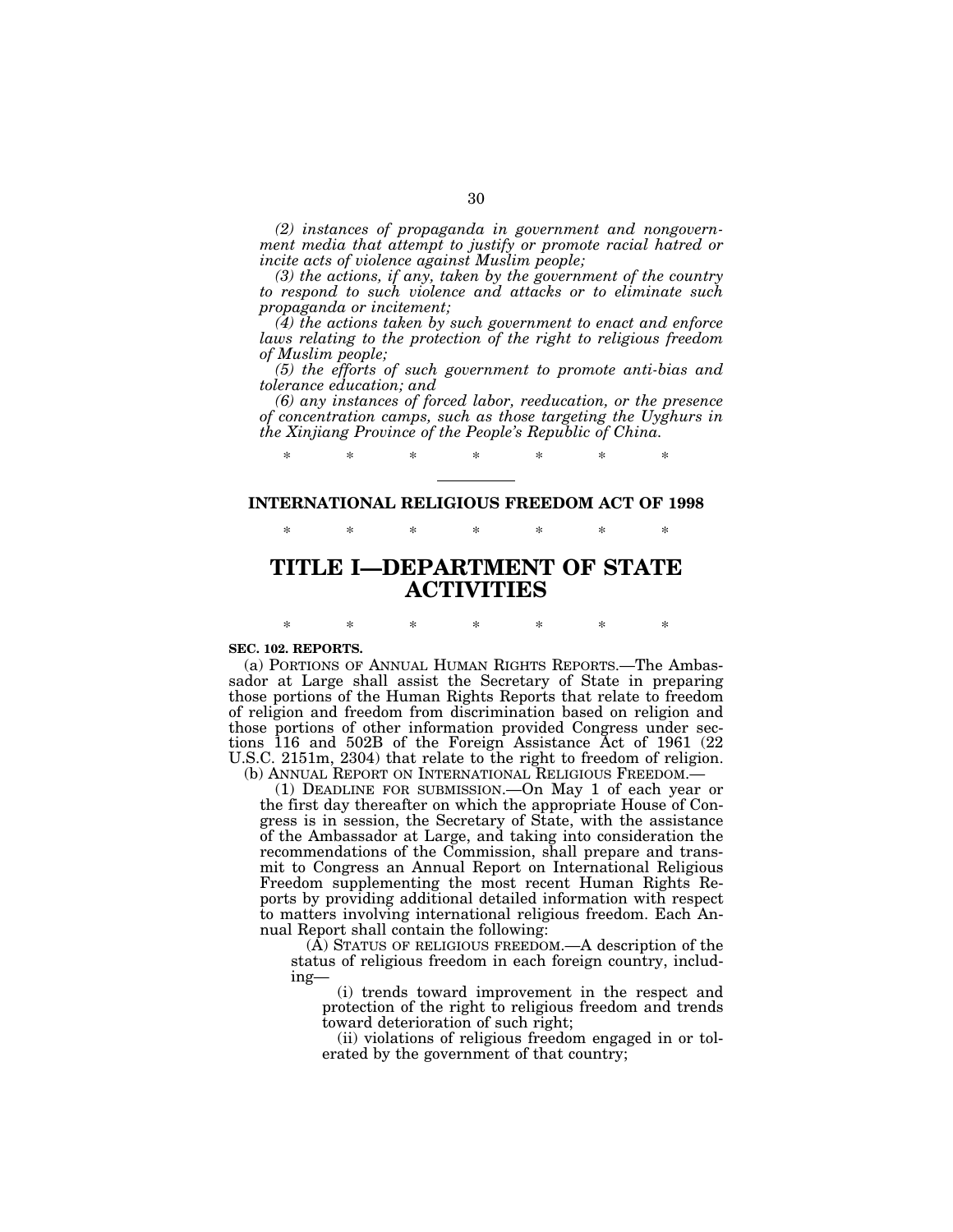*(2) instances of propaganda in government and nongovernment media that attempt to justify or promote racial hatred or incite acts of violence against Muslim people;*

*(3) the actions, if any, taken by the government of the country to respond to such violence and attacks or to eliminate such propaganda or incitement;*

*(4) the actions taken by such government to enact and enforce laws relating to the protection of the right to religious freedom of Muslim people;*

*(5) the efforts of such government to promote anti-bias and tolerance education; and*

*(6) any instances of forced labor, reeducation, or the presence of concentration camps, such as those targeting the Uyghurs in the Xinjiang Province of the People's Republic of China.*

\* \* \* \* \* \* \*

---

**INTERNATIONAL RELIGIOUS FREEDOM ACT OF 1998**

\* \* \* \* \* \* \*

# TITLE I—DEPARTMENT OF STATE ACTIVITIES

\* \* \* \* \* \* \*

**SEC. 102. REPORTS.**

(a) PORTIONS OF ANNUAL HUMAN RIGHTS REPORTS.—The Ambassador at Large shall assist the Secretary of State in preparing those portions of the Human Rights Reports that relate to freedom of religion and freedom from discrimination based on religion and those portions of other information provided Congress under sections 116 and 502B of the Foreign Assistance Act of 1961 (22 U.S.C. 2151m, 2304) that relate to the right to freedom of religion.

(b) ANNUAL REPORT ON INTERNATIONAL RELIGIOUS FREEDOM.—

(1) DEADLINE FOR SUBMISSION.—On May 1 of each year or the first day thereafter on which the appropriate House of Congress is in session, the Secretary of State, with the assistance of the Ambassador at Large, and taking into consideration the recommendations of the Commission, shall prepare and transmit to Congress an Annual Report on International Religious Freedom supplementing the most recent Human Rights Reports by providing additional detailed information with respect to matters involving international religious freedom. Each Annual Report shall contain the following:

(A) STATUS OF RELIGIOUS FREEDOM.—A description of the status of religious freedom in each foreign country, including—

(i) trends toward improvement in the respect and protection of the right to religious freedom and trends toward deterioration of such right;

(ii) violations of religious freedom engaged in or tolerated by the government of that country;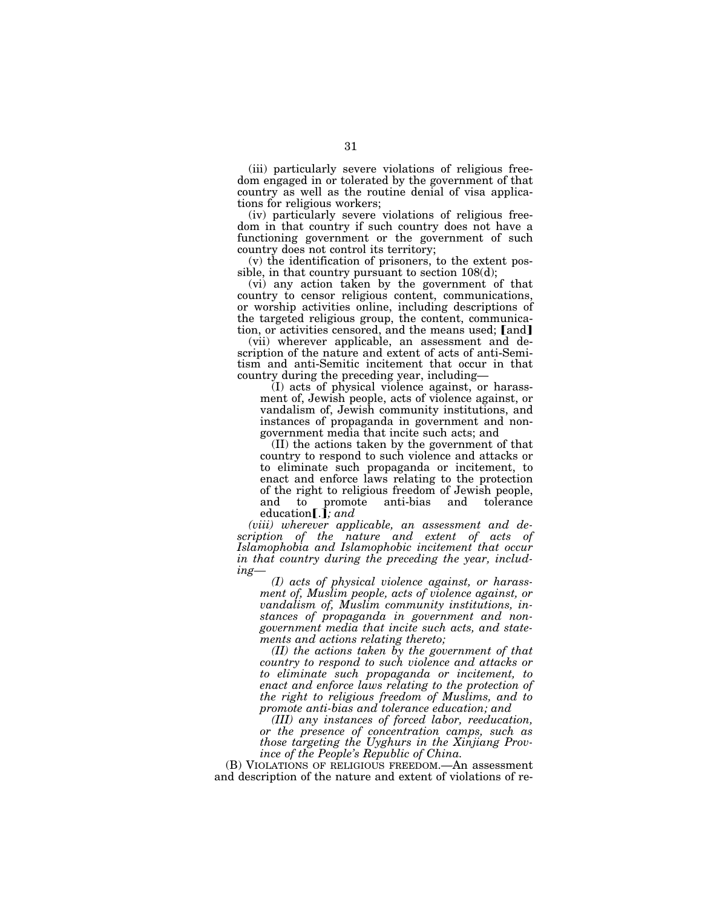(iii) particularly severe violations of religious freedom engaged in or tolerated by the government of that country as well as the routine denial of visa applications for religious workers;

(iv) particularly severe violations of religious freedom in that country if such country does not have a functioning government or the government of such country does not control its territory;

(v) the identification of prisoners, to the extent possible, in that country pursuant to section 108(d);

(vi) any action taken by the government of that country to censor religious content, communications, or worship activities online, including descriptions of the targeted religious group, the content, communication, or activities censored, and the means used; ⟦and⟧

(vii) wherever applicable, an assessment and description of the nature and extent of acts of anti-Semitism and anti-Semitic incitement that occur in that country during the preceding year, including—

(I) acts of physical violence against, or harassment of, Jewish people, acts of violence against, or vandalism of, Jewish community institutions, and instances of propaganda in government and nongovernment media that incite such acts; and

(II) the actions taken by the government of that country to respond to such violence and attacks or to eliminate such propaganda or incitement, to enact and enforce laws relating to the protection of the right to religious freedom of Jewish people, and to promote anti-bias and tolerance education⟦.⟧*; and*

*(viii) wherever applicable, an assessment and description of the nature and extent of acts of Islamophobia and Islamophobic incitement that occur in that country during the preceding the year, including—*

*(I) acts of physical violence against, or harassment of, Muslim people, acts of violence against, or vandalism of, Muslim community institutions, instances of propaganda in government and nongovernment media that incite such acts, and statements and actions relating thereto;*

*(II) the actions taken by the government of that country to respond to such violence and attacks or to eliminate such propaganda or incitement, to enact and enforce laws relating to the protection of the right to religious freedom of Muslims, and to promote anti-bias and tolerance education; and*

*(III) any instances of forced labor, reeducation, or the presence of concentration camps, such as those targeting the Uyghurs in the Xinjiang Province of the People's Republic of China.*

(B) VIOLATIONS OF RELIGIOUS FREEDOM.—An assessment and description of the nature and extent of violations of re-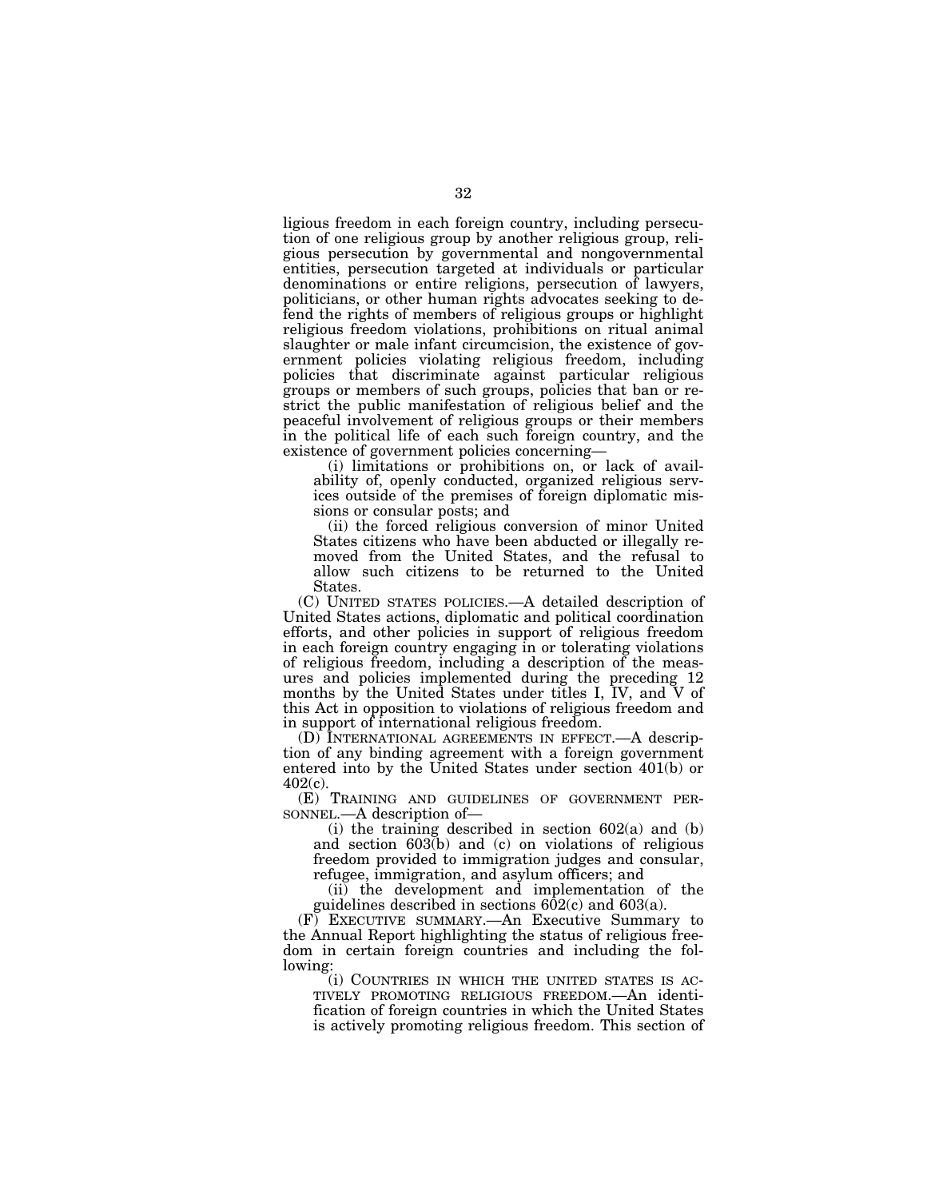ligious freedom in each foreign country, including persecution of one religious group by another religious group, religious persecution by governmental and nongovernmental entities, persecution targeted at individuals or particular denominations or entire religions, persecution of lawyers, politicians, or other human rights advocates seeking to defend the rights of members of religious groups or highlight religious freedom violations, prohibitions on ritual animal slaughter or male infant circumcision, the existence of government policies violating religious freedom, including policies that discriminate against particular religious groups or members of such groups, policies that ban or restrict the public manifestation of religious belief and the peaceful involvement of religious groups or their members in the political life of each such foreign country, and the existence of government policies concerning—

(i) limitations or prohibitions on, or lack of availability of, openly conducted, organized religious services outside of the premises of foreign diplomatic missions or consular posts; and

(ii) the forced religious conversion of minor United States citizens who have been abducted or illegally removed from the United States, and the refusal to allow such citizens to be returned to the United States.

(C) UNITED STATES POLICIES.—A detailed description of United States actions, diplomatic and political coordination efforts, and other policies in support of religious freedom in each foreign country engaging in or tolerating violations of religious freedom, including a description of the measures and policies implemented during the preceding 12 months by the United States under titles I, IV, and V of this Act in opposition to violations of religious freedom and in support of international religious freedom.

(D) INTERNATIONAL AGREEMENTS IN EFFECT.—A description of any binding agreement with a foreign government entered into by the United States under section 401(b) or 402(c).

(E) TRAINING AND GUIDELINES OF GOVERNMENT PERSONNEL.—A description of—

(i) the training described in section 602(a) and (b) and section 603(b) and (c) on violations of religious freedom provided to immigration judges and consular, refugee, immigration, and asylum officers; and

(ii) the development and implementation of the guidelines described in sections 602(c) and 603(a).

(F) EXECUTIVE SUMMARY.—An Executive Summary to the Annual Report highlighting the status of religious freedom in certain foreign countries and including the following:

(i) COUNTRIES IN WHICH THE UNITED STATES IS ACTIVELY PROMOTING RELIGIOUS FREEDOM.—An identification of foreign countries in which the United States is actively promoting religious freedom. This section of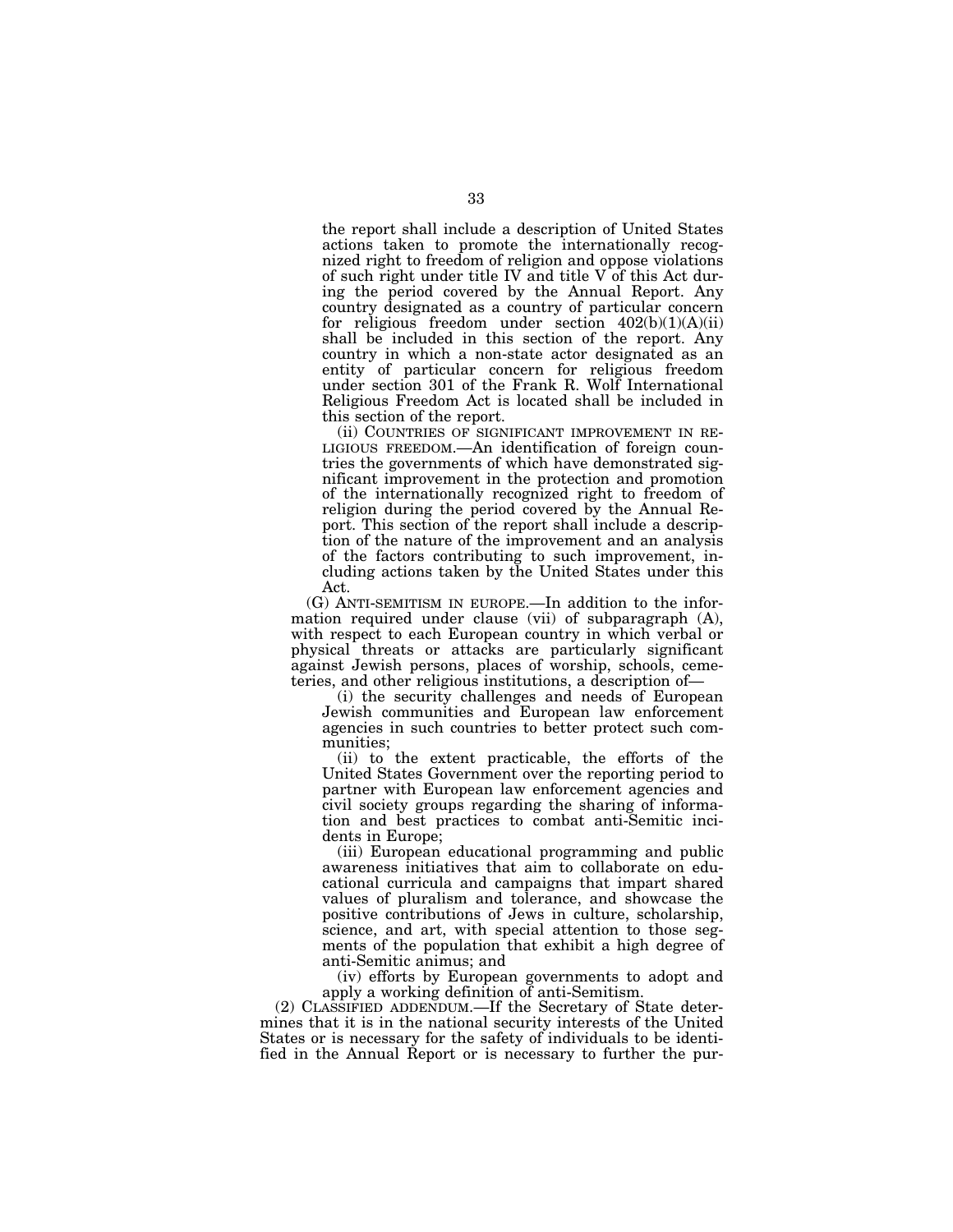the report shall include a description of United States actions taken to promote the internationally recognized right to freedom of religion and oppose violations of such right under title IV and title V of this Act during the period covered by the Annual Report. Any country designated as a country of particular concern for religious freedom under section 402(b)(1)(A)(ii) shall be included in this section of the report. Any country in which a non-state actor designated as an entity of particular concern for religious freedom under section 301 of the Frank R. Wolf International Religious Freedom Act is located shall be included in this section of the report.

(ii) COUNTRIES OF SIGNIFICANT IMPROVEMENT IN RELIGIOUS FREEDOM.—An identification of foreign countries the governments of which have demonstrated significant improvement in the protection and promotion of the internationally recognized right to freedom of religion during the period covered by the Annual Report. This section of the report shall include a description of the nature of the improvement and an analysis of the factors contributing to such improvement, including actions taken by the United States under this Act.

(G) ANTI-SEMITISM IN EUROPE.—In addition to the information required under clause (vii) of subparagraph (A), with respect to each European country in which verbal or physical threats or attacks are particularly significant against Jewish persons, places of worship, schools, cemeteries, and other religious institutions, a description of—

(i) the security challenges and needs of European Jewish communities and European law enforcement agencies in such countries to better protect such communities;

(ii) to the extent practicable, the efforts of the United States Government over the reporting period to partner with European law enforcement agencies and civil society groups regarding the sharing of information and best practices to combat anti-Semitic incidents in Europe;

(iii) European educational programming and public awareness initiatives that aim to collaborate on educational curricula and campaigns that impart shared values of pluralism and tolerance, and showcase the positive contributions of Jews in culture, scholarship, science, and art, with special attention to those segments of the population that exhibit a high degree of anti-Semitic animus; and

(iv) efforts by European governments to adopt and apply a working definition of anti-Semitism.

(2) CLASSIFIED ADDENDUM.—If the Secretary of State determines that it is in the national security interests of the United States or is necessary for the safety of individuals to be identified in the Annual Report or is necessary to further the pur-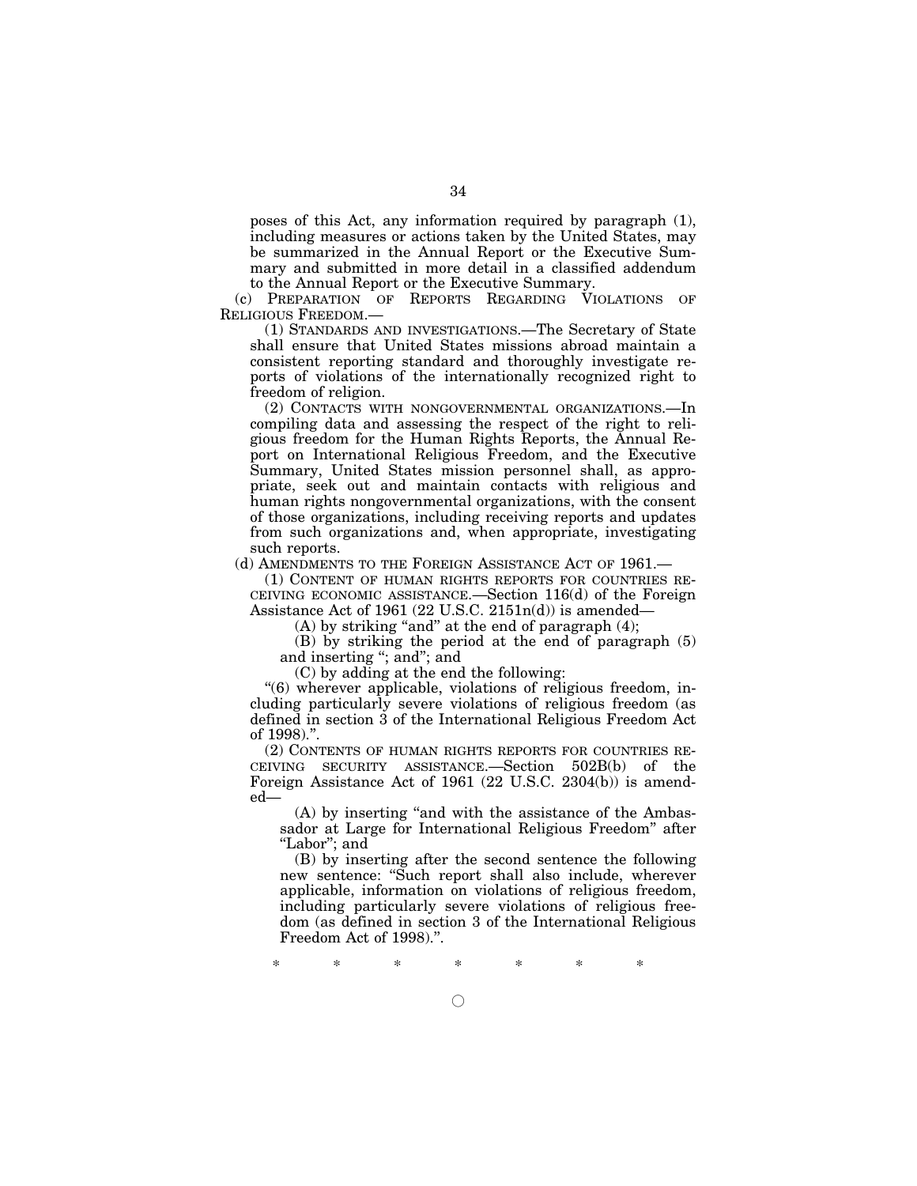poses of this Act, any information required by paragraph (1), including measures or actions taken by the United States, may be summarized in the Annual Report or the Executive Summary and submitted in more detail in a classified addendum to the Annual Report or the Executive Summary.

(c) PREPARATION OF REPORTS REGARDING VIOLATIONS OF RELIGIOUS FREEDOM.—

(1) STANDARDS AND INVESTIGATIONS.—The Secretary of State shall ensure that United States missions abroad maintain a consistent reporting standard and thoroughly investigate reports of violations of the internationally recognized right to freedom of religion.

(2) CONTACTS WITH NONGOVERNMENTAL ORGANIZATIONS.—In compiling data and assessing the respect of the right to religious freedom for the Human Rights Reports, the Annual Report on International Religious Freedom, and the Executive Summary, United States mission personnel shall, as appropriate, seek out and maintain contacts with religious and human rights nongovernmental organizations, with the consent of those organizations, including receiving reports and updates from such organizations and, when appropriate, investigating such reports.

(d) AMENDMENTS TO THE FOREIGN ASSISTANCE ACT OF 1961.—

(1) CONTENT OF HUMAN RIGHTS REPORTS FOR COUNTRIES RECEIVING ECONOMIC ASSISTANCE.—Section 116(d) of the Foreign Assistance Act of 1961 (22 U.S.C. 2151n(d)) is amended—

(A) by striking "and" at the end of paragraph (4);

(B) by striking the period at the end of paragraph (5) and inserting "; and"; and

(C) by adding at the end the following:

"(6) wherever applicable, violations of religious freedom, including particularly severe violations of religious freedom (as defined in section 3 of the International Religious Freedom Act of 1998).".

(2) CONTENTS OF HUMAN RIGHTS REPORTS FOR COUNTRIES RECEIVING SECURITY ASSISTANCE.—Section 502B(b) of the Foreign Assistance Act of 1961 (22 U.S.C. 2304(b)) is amended—

(A) by inserting "and with the assistance of the Ambassador at Large for International Religious Freedom" after "Labor"; and

(B) by inserting after the second sentence the following new sentence: "Such report shall also include, wherever applicable, information on violations of religious freedom, including particularly severe violations of religious freedom (as defined in section 3 of the International Religious Freedom Act of 1998).".

\* \* \* \* \* \* \*